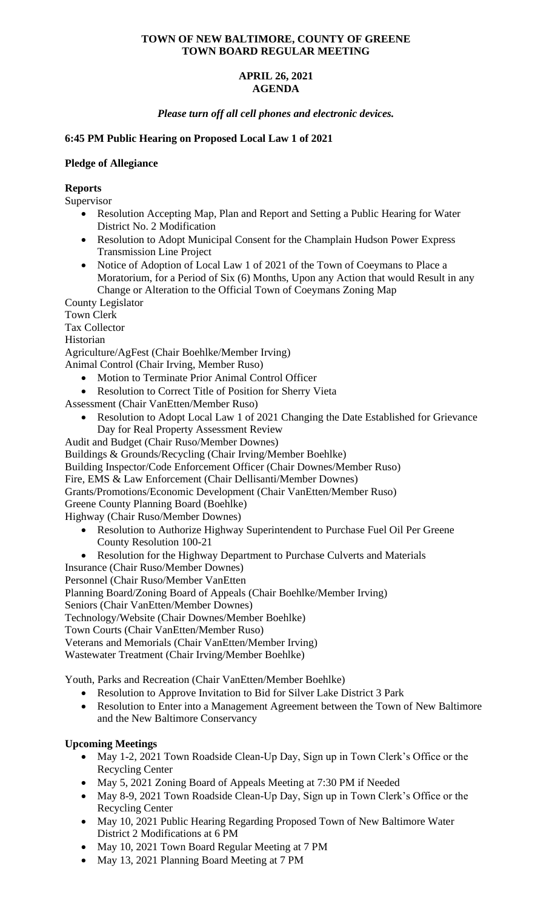**TOWN OF NEW BALTIMORE, COUNTY OF GREENE**
**TOWN BOARD REGULAR MEETING**

**APRIL 26, 2021**
**AGENDA**

***Please turn off all cell phones and electronic devices.***

**6:45 PM Public Hearing on Proposed Local Law 1 of 2021**

**Pledge of Allegiance**

**Reports**

Supervisor

- Resolution Accepting Map, Plan and Report and Setting a Public Hearing for Water District No. 2 Modification
- Resolution to Adopt Municipal Consent for the Champlain Hudson Power Express Transmission Line Project
- Notice of Adoption of Local Law 1 of 2021 of the Town of Coeymans to Place a Moratorium, for a Period of Six (6) Months, Upon any Action that would Result in any Change or Alteration to the Official Town of Coeymans Zoning Map

County Legislator
Town Clerk
Tax Collector
Historian
Agriculture/AgFest (Chair Boehlke/Member Irving)
Animal Control (Chair Irving, Member Ruso)

- Motion to Terminate Prior Animal Control Officer
- Resolution to Correct Title of Position for Sherry Vieta

Assessment (Chair VanEtten/Member Ruso)

- Resolution to Adopt Local Law 1 of 2021 Changing the Date Established for Grievance Day for Real Property Assessment Review

Audit and Budget (Chair Ruso/Member Downes)
Buildings & Grounds/Recycling (Chair Irving/Member Boehlke)
Building Inspector/Code Enforcement Officer (Chair Downes/Member Ruso)
Fire, EMS & Law Enforcement (Chair Dellisanti/Member Downes)
Grants/Promotions/Economic Development (Chair VanEtten/Member Ruso)
Greene County Planning Board (Boehlke)
Highway (Chair Ruso/Member Downes)

- Resolution to Authorize Highway Superintendent to Purchase Fuel Oil Per Greene County Resolution 100-21
- Resolution for the Highway Department to Purchase Culverts and Materials

Insurance (Chair Ruso/Member Downes)
Personnel (Chair Ruso/Member VanEtten
Planning Board/Zoning Board of Appeals (Chair Boehlke/Member Irving)
Seniors (Chair VanEtten/Member Downes)
Technology/Website (Chair Downes/Member Boehlke)
Town Courts (Chair VanEtten/Member Ruso)
Veterans and Memorials (Chair VanEtten/Member Irving)
Wastewater Treatment (Chair Irving/Member Boehlke)

Youth, Parks and Recreation (Chair VanEtten/Member Boehlke)

- Resolution to Approve Invitation to Bid for Silver Lake District 3 Park
- Resolution to Enter into a Management Agreement between the Town of New Baltimore and the New Baltimore Conservancy

**Upcoming Meetings**

- May 1-2, 2021 Town Roadside Clean-Up Day, Sign up in Town Clerk's Office or the Recycling Center
- May 5, 2021 Zoning Board of Appeals Meeting at 7:30 PM if Needed
- May 8-9, 2021 Town Roadside Clean-Up Day, Sign up in Town Clerk's Office or the Recycling Center
- May 10, 2021 Public Hearing Regarding Proposed Town of New Baltimore Water District 2 Modifications at 6 PM
- May 10, 2021 Town Board Regular Meeting at 7 PM
- May 13, 2021 Planning Board Meeting at 7 PM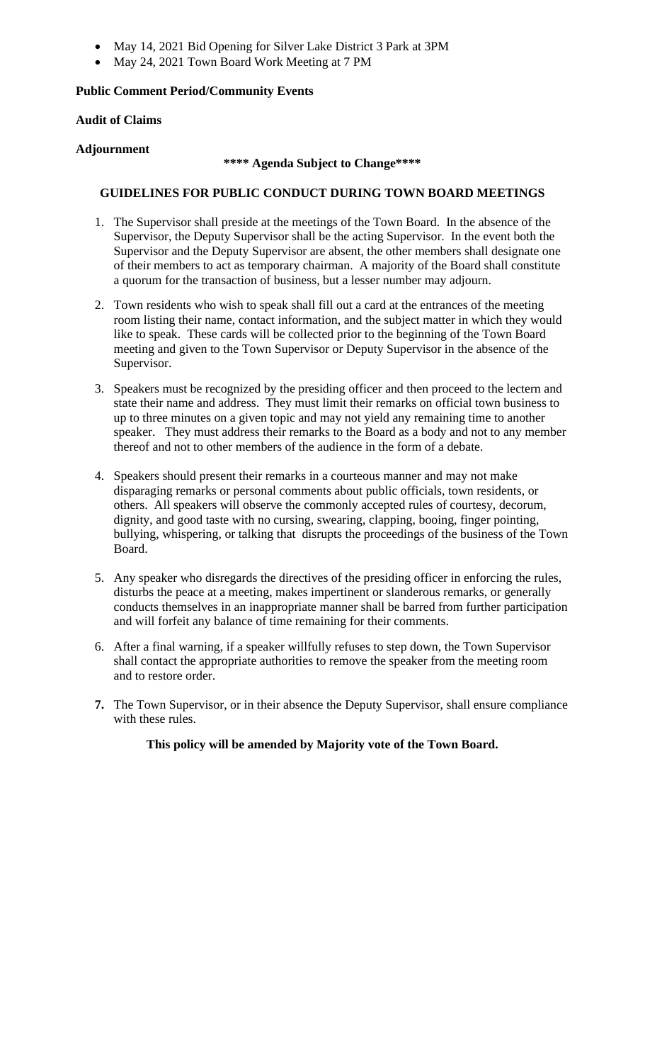- May 14, 2021 Bid Opening for Silver Lake District 3 Park at 3PM
- May 24, 2021 Town Board Work Meeting at 7 PM

**Public Comment Period/Community Events**

**Audit of Claims**

**Adjournment**

**\*\*\*\* Agenda Subject to Change\*\*\*\***

**GUIDELINES FOR PUBLIC CONDUCT DURING TOWN BOARD MEETINGS**

1. The Supervisor shall preside at the meetings of the Town Board. In the absence of the Supervisor, the Deputy Supervisor shall be the acting Supervisor. In the event both the Supervisor and the Deputy Supervisor are absent, the other members shall designate one of their members to act as temporary chairman. A majority of the Board shall constitute a quorum for the transaction of business, but a lesser number may adjourn.

2. Town residents who wish to speak shall fill out a card at the entrances of the meeting room listing their name, contact information, and the subject matter in which they would like to speak. These cards will be collected prior to the beginning of the Town Board meeting and given to the Town Supervisor or Deputy Supervisor in the absence of the Supervisor.

3. Speakers must be recognized by the presiding officer and then proceed to the lectern and state their name and address. They must limit their remarks on official town business to up to three minutes on a given topic and may not yield any remaining time to another speaker. They must address their remarks to the Board as a body and not to any member thereof and not to other members of the audience in the form of a debate.

4. Speakers should present their remarks in a courteous manner and may not make disparaging remarks or personal comments about public officials, town residents, or others. All speakers will observe the commonly accepted rules of courtesy, decorum, dignity, and good taste with no cursing, swearing, clapping, booing, finger pointing, bullying, whispering, or talking that disrupts the proceedings of the business of the Town Board.

5. Any speaker who disregards the directives of the presiding officer in enforcing the rules, disturbs the peace at a meeting, makes impertinent or slanderous remarks, or generally conducts themselves in an inappropriate manner shall be barred from further participation and will forfeit any balance of time remaining for their comments.

6. After a final warning, if a speaker willfully refuses to step down, the Town Supervisor shall contact the appropriate authorities to remove the speaker from the meeting room and to restore order.

7. The Town Supervisor, or in their absence the Deputy Supervisor, shall ensure compliance with these rules.

**This policy will be amended by Majority vote of the Town Board.**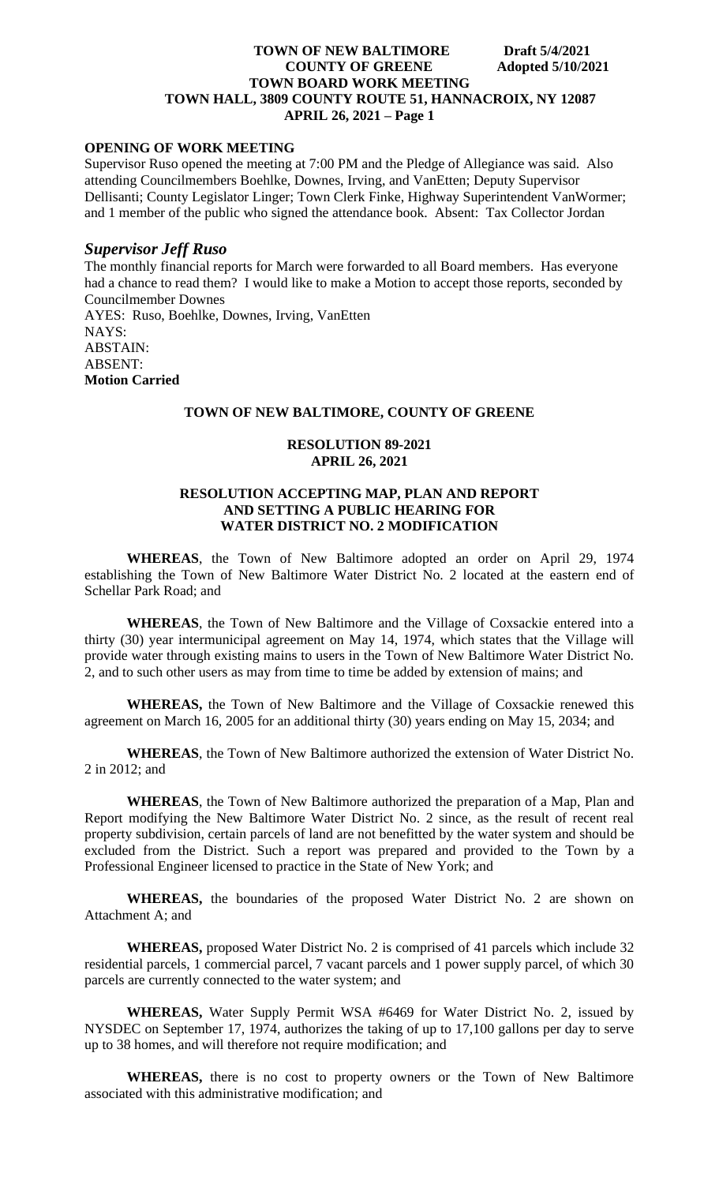## OPENING OF WORK MEETING

Supervisor Ruso opened the meeting at 7:00 PM and the Pledge of Allegiance was said. Also attending Councilmembers Boehlke, Downes, Irving, and VanEtten; Deputy Supervisor Dellisanti; County Legislator Linger; Town Clerk Finke, Highway Superintendent VanWormer; and 1 member of the public who signed the attendance book. Absent: Tax Collector Jordan

## *Supervisor Jeff Ruso*

The monthly financial reports for March were forwarded to all Board members. Has everyone had a chance to read them? I would like to make a Motion to accept those reports, seconded by Councilmember Downes

AYES: Ruso, Boehlke, Downes, Irving, VanEtten
NAYS:
ABSTAIN:
ABSENT:
**Motion Carried**

**TOWN OF NEW BALTIMORE, COUNTY OF GREENE**

**RESOLUTION 89-2021**
**APRIL 26, 2021**

**RESOLUTION ACCEPTING MAP, PLAN AND REPORT AND SETTING A PUBLIC HEARING FOR WATER DISTRICT NO. 2 MODIFICATION**

**WHEREAS**, the Town of New Baltimore adopted an order on April 29, 1974 establishing the Town of New Baltimore Water District No. 2 located at the eastern end of Schellar Park Road; and

**WHEREAS**, the Town of New Baltimore and the Village of Coxsackie entered into a thirty (30) year intermunicipal agreement on May 14, 1974, which states that the Village will provide water through existing mains to users in the Town of New Baltimore Water District No. 2, and to such other users as may from time to time be added by extension of mains; and

**WHEREAS,** the Town of New Baltimore and the Village of Coxsackie renewed this agreement on March 16, 2005 for an additional thirty (30) years ending on May 15, 2034; and

**WHEREAS**, the Town of New Baltimore authorized the extension of Water District No. 2 in 2012; and

**WHEREAS**, the Town of New Baltimore authorized the preparation of a Map, Plan and Report modifying the New Baltimore Water District No. 2 since, as the result of recent real property subdivision, certain parcels of land are not benefitted by the water system and should be excluded from the District. Such a report was prepared and provided to the Town by a Professional Engineer licensed to practice in the State of New York; and

**WHEREAS,** the boundaries of the proposed Water District No. 2 are shown on Attachment A; and

**WHEREAS,** proposed Water District No. 2 is comprised of 41 parcels which include 32 residential parcels, 1 commercial parcel, 7 vacant parcels and 1 power supply parcel, of which 30 parcels are currently connected to the water system; and

**WHEREAS,** Water Supply Permit WSA #6469 for Water District No. 2, issued by NYSDEC on September 17, 1974, authorizes the taking of up to 17,100 gallons per day to serve up to 38 homes, and will therefore not require modification; and

**WHEREAS,** there is no cost to property owners or the Town of New Baltimore associated with this administrative modification; and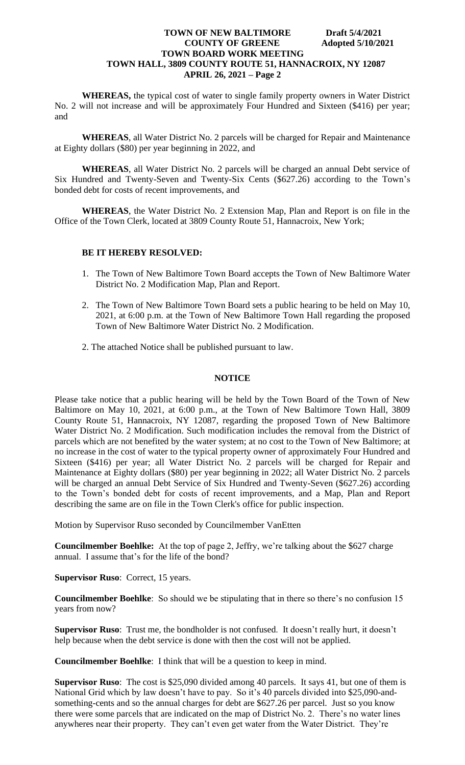**WHEREAS,** the typical cost of water to single family property owners in Water District No. 2 will not increase and will be approximately Four Hundred and Sixteen ($416) per year; and

**WHEREAS**, all Water District No. 2 parcels will be charged for Repair and Maintenance at Eighty dollars ($80) per year beginning in 2022, and

**WHEREAS**, all Water District No. 2 parcels will be charged an annual Debt service of Six Hundred and Twenty-Seven and Twenty-Six Cents ($627.26) according to the Town's bonded debt for costs of recent improvements, and

**WHEREAS**, the Water District No. 2 Extension Map, Plan and Report is on file in the Office of the Town Clerk, located at 3809 County Route 51, Hannacroix, New York;

**BE IT HEREBY RESOLVED:**

1. The Town of New Baltimore Town Board accepts the Town of New Baltimore Water District No. 2 Modification Map, Plan and Report.

2. The Town of New Baltimore Town Board sets a public hearing to be held on May 10, 2021, at 6:00 p.m. at the Town of New Baltimore Town Hall regarding the proposed Town of New Baltimore Water District No. 2 Modification.

2. The attached Notice shall be published pursuant to law.

**NOTICE**

Please take notice that a public hearing will be held by the Town Board of the Town of New Baltimore on May 10, 2021, at 6:00 p.m., at the Town of New Baltimore Town Hall, 3809 County Route 51, Hannacroix, NY 12087, regarding the proposed Town of New Baltimore Water District No. 2 Modification. Such modification includes the removal from the District of parcels which are not benefited by the water system; at no cost to the Town of New Baltimore; at no increase in the cost of water to the typical property owner of approximately Four Hundred and Sixteen ($416) per year; all Water District No. 2 parcels will be charged for Repair and Maintenance at Eighty dollars ($80) per year beginning in 2022; all Water District No. 2 parcels will be charged an annual Debt Service of Six Hundred and Twenty-Seven ($627.26) according to the Town's bonded debt for costs of recent improvements, and a Map, Plan and Report describing the same are on file in the Town Clerk's office for public inspection.

Motion by Supervisor Ruso seconded by Councilmember VanEtten

**Councilmember Boehlke:** At the top of page 2, Jeffry, we're talking about the $627 charge annual. I assume that's for the life of the bond?

**Supervisor Ruso**: Correct, 15 years.

**Councilmember Boehlke**: So should we be stipulating that in there so there's no confusion 15 years from now?

**Supervisor Ruso**: Trust me, the bondholder is not confused. It doesn't really hurt, it doesn't help because when the debt service is done with then the cost will not be applied.

**Councilmember Boehlke**: I think that will be a question to keep in mind.

**Supervisor Ruso**: The cost is $25,090 divided among 40 parcels. It says 41, but one of them is National Grid which by law doesn't have to pay. So it's 40 parcels divided into $25,090-and-something-cents and so the annual charges for debt are $627.26 per parcel. Just so you know there were some parcels that are indicated on the map of District No. 2. There's no water lines anywheres near their property. They can't even get water from the Water District. They're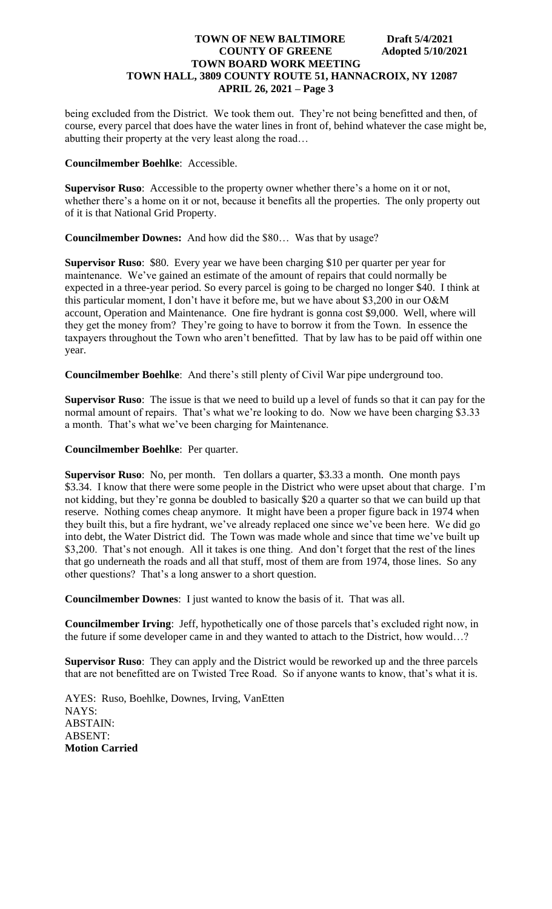being excluded from the District. We took them out. They're not being benefitted and then, of course, every parcel that does have the water lines in front of, behind whatever the case might be, abutting their property at the very least along the road…

**Councilmember Boehlke**: Accessible.

**Supervisor Ruso**: Accessible to the property owner whether there's a home on it or not, whether there's a home on it or not, because it benefits all the properties. The only property out of it is that National Grid Property.

**Councilmember Downes:** And how did the $80… Was that by usage?

**Supervisor Ruso**: $80. Every year we have been charging $10 per quarter per year for maintenance. We've gained an estimate of the amount of repairs that could normally be expected in a three-year period. So every parcel is going to be charged no longer $40. I think at this particular moment, I don't have it before me, but we have about $3,200 in our O&M account, Operation and Maintenance. One fire hydrant is gonna cost $9,000. Well, where will they get the money from? They're going to have to borrow it from the Town. In essence the taxpayers throughout the Town who aren't benefitted. That by law has to be paid off within one year.

**Councilmember Boehlke**: And there's still plenty of Civil War pipe underground too.

**Supervisor Ruso**: The issue is that we need to build up a level of funds so that it can pay for the normal amount of repairs. That's what we're looking to do. Now we have been charging $3.33 a month. That's what we've been charging for Maintenance.

**Councilmember Boehlke**: Per quarter.

**Supervisor Ruso**: No, per month. Ten dollars a quarter, $3.33 a month. One month pays $3.34. I know that there were some people in the District who were upset about that charge. I'm not kidding, but they're gonna be doubled to basically $20 a quarter so that we can build up that reserve. Nothing comes cheap anymore. It might have been a proper figure back in 1974 when they built this, but a fire hydrant, we've already replaced one since we've been here. We did go into debt, the Water District did. The Town was made whole and since that time we've built up $3,200. That's not enough. All it takes is one thing. And don't forget that the rest of the lines that go underneath the roads and all that stuff, most of them are from 1974, those lines. So any other questions? That's a long answer to a short question.

**Councilmember Downes**: I just wanted to know the basis of it. That was all.

**Councilmember Irving**: Jeff, hypothetically one of those parcels that's excluded right now, in the future if some developer came in and they wanted to attach to the District, how would…?

**Supervisor Ruso**: They can apply and the District would be reworked up and the three parcels that are not benefitted are on Twisted Tree Road. So if anyone wants to know, that's what it is.

AYES: Ruso, Boehlke, Downes, Irving, VanEtten
NAYS:
ABSTAIN:
ABSENT:
**Motion Carried**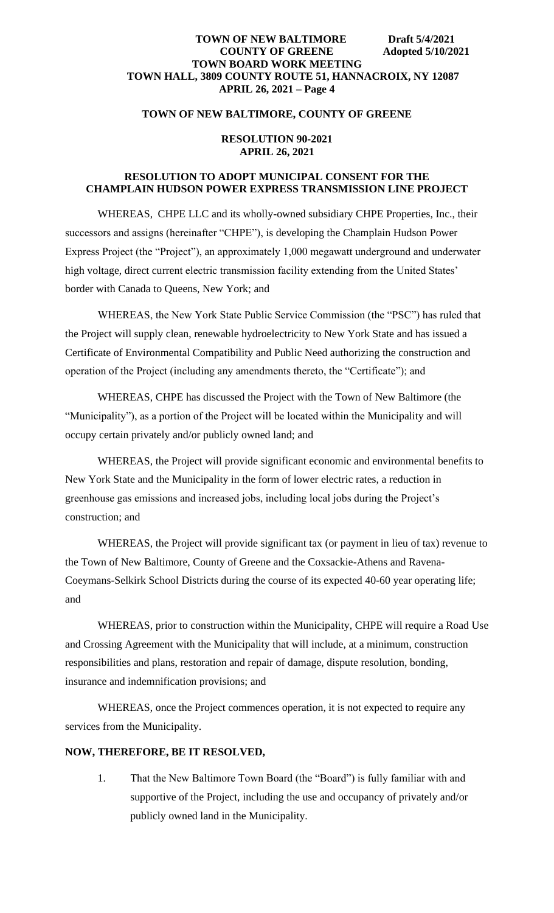## TOWN OF NEW BALTIMORE, COUNTY OF GREENE

**RESOLUTION 90-2021**
**APRIL 26, 2021**

### RESOLUTION TO ADOPT MUNICIPAL CONSENT FOR THE CHAMPLAIN HUDSON POWER EXPRESS TRANSMISSION LINE PROJECT

WHEREAS, CHPE LLC and its wholly-owned subsidiary CHPE Properties, Inc., their successors and assigns (hereinafter "CHPE"), is developing the Champlain Hudson Power Express Project (the "Project"), an approximately 1,000 megawatt underground and underwater high voltage, direct current electric transmission facility extending from the United States' border with Canada to Queens, New York; and

WHEREAS, the New York State Public Service Commission (the "PSC") has ruled that the Project will supply clean, renewable hydroelectricity to New York State and has issued a Certificate of Environmental Compatibility and Public Need authorizing the construction and operation of the Project (including any amendments thereto, the "Certificate"); and

WHEREAS, CHPE has discussed the Project with the Town of New Baltimore (the "Municipality"), as a portion of the Project will be located within the Municipality and will occupy certain privately and/or publicly owned land; and

WHEREAS, the Project will provide significant economic and environmental benefits to New York State and the Municipality in the form of lower electric rates, a reduction in greenhouse gas emissions and increased jobs, including local jobs during the Project's construction; and

WHEREAS, the Project will provide significant tax (or payment in lieu of tax) revenue to the Town of New Baltimore, County of Greene and the Coxsackie-Athens and Ravena-Coeymans-Selkirk School Districts during the course of its expected 40-60 year operating life; and

WHEREAS, prior to construction within the Municipality, CHPE will require a Road Use and Crossing Agreement with the Municipality that will include, at a minimum, construction responsibilities and plans, restoration and repair of damage, dispute resolution, bonding, insurance and indemnification provisions; and

WHEREAS, once the Project commences operation, it is not expected to require any services from the Municipality.

**NOW, THEREFORE, BE IT RESOLVED,**

1. That the New Baltimore Town Board (the "Board") is fully familiar with and supportive of the Project, including the use and occupancy of privately and/or publicly owned land in the Municipality.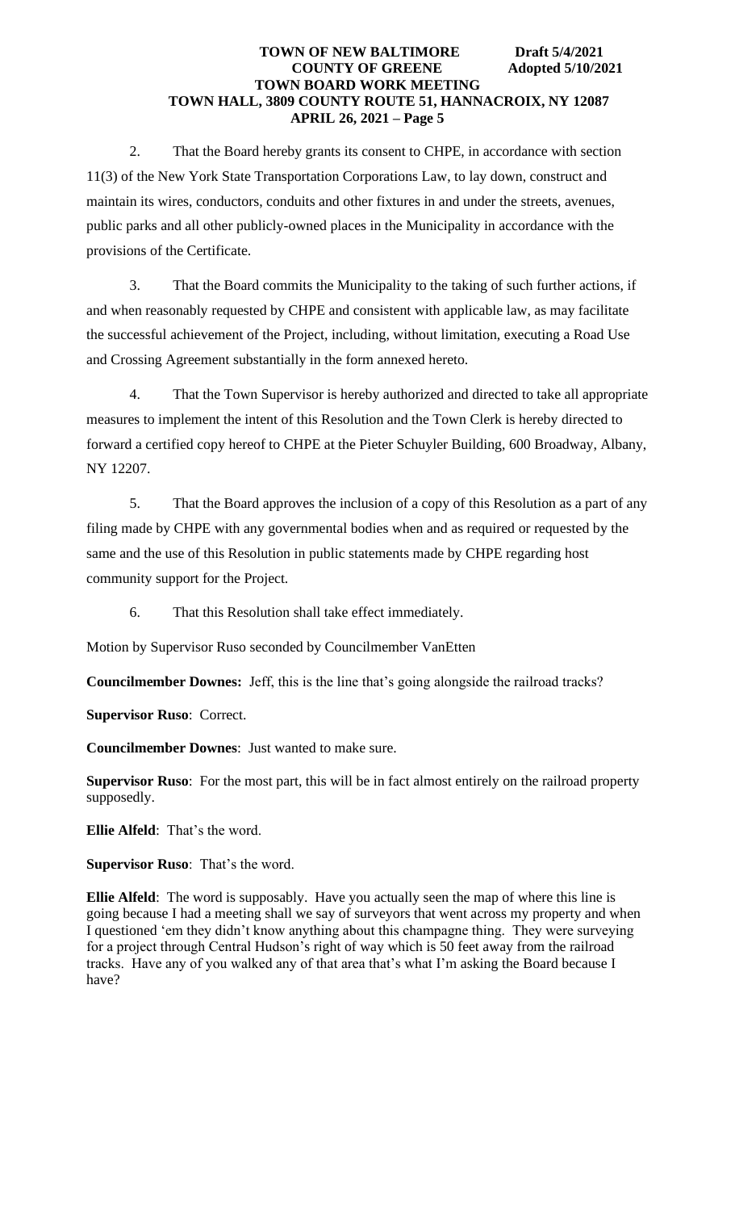2. That the Board hereby grants its consent to CHPE, in accordance with section 11(3) of the New York State Transportation Corporations Law, to lay down, construct and maintain its wires, conductors, conduits and other fixtures in and under the streets, avenues, public parks and all other publicly-owned places in the Municipality in accordance with the provisions of the Certificate.

3. That the Board commits the Municipality to the taking of such further actions, if and when reasonably requested by CHPE and consistent with applicable law, as may facilitate the successful achievement of the Project, including, without limitation, executing a Road Use and Crossing Agreement substantially in the form annexed hereto.

4. That the Town Supervisor is hereby authorized and directed to take all appropriate measures to implement the intent of this Resolution and the Town Clerk is hereby directed to forward a certified copy hereof to CHPE at the Pieter Schuyler Building, 600 Broadway, Albany, NY 12207.

5. That the Board approves the inclusion of a copy of this Resolution as a part of any filing made by CHPE with any governmental bodies when and as required or requested by the same and the use of this Resolution in public statements made by CHPE regarding host community support for the Project.

6. That this Resolution shall take effect immediately.

Motion by Supervisor Ruso seconded by Councilmember VanEtten

**Councilmember Downes:** Jeff, this is the line that's going alongside the railroad tracks?

**Supervisor Ruso**: Correct.

**Councilmember Downes**: Just wanted to make sure.

**Supervisor Ruso**: For the most part, this will be in fact almost entirely on the railroad property supposedly.

**Ellie Alfeld**: That's the word.

**Supervisor Ruso**: That's the word.

**Ellie Alfeld**: The word is supposably. Have you actually seen the map of where this line is going because I had a meeting shall we say of surveyors that went across my property and when I questioned 'em they didn't know anything about this champagne thing. They were surveying for a project through Central Hudson's right of way which is 50 feet away from the railroad tracks. Have any of you walked any of that area that's what I'm asking the Board because I have?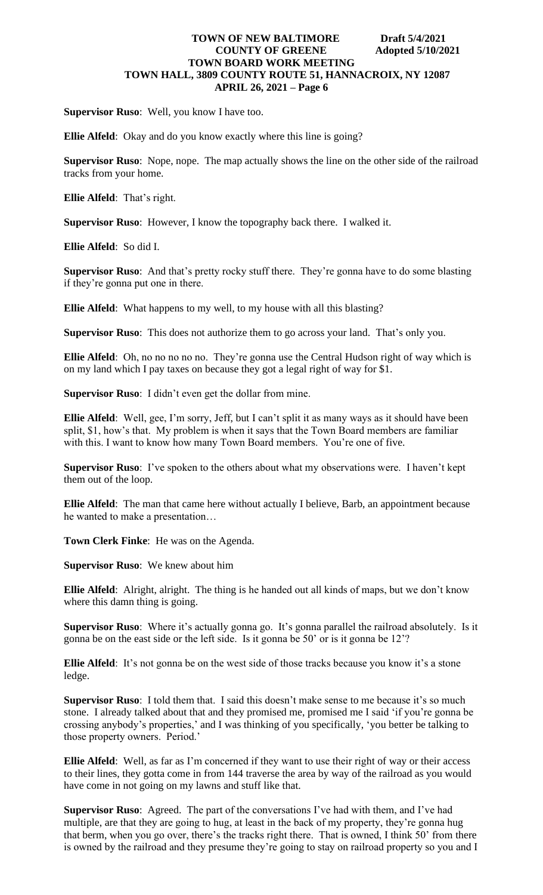**Supervisor Ruso**: Well, you know I have too.

**Ellie Alfeld**: Okay and do you know exactly where this line is going?

**Supervisor Ruso**: Nope, nope. The map actually shows the line on the other side of the railroad tracks from your home.

**Ellie Alfeld**: That's right.

**Supervisor Ruso**: However, I know the topography back there. I walked it.

**Ellie Alfeld**: So did I.

**Supervisor Ruso**: And that's pretty rocky stuff there. They're gonna have to do some blasting if they're gonna put one in there.

**Ellie Alfeld**: What happens to my well, to my house with all this blasting?

**Supervisor Ruso**: This does not authorize them to go across your land. That's only you.

**Ellie Alfeld**: Oh, no no no no no. They're gonna use the Central Hudson right of way which is on my land which I pay taxes on because they got a legal right of way for $1.

**Supervisor Ruso**: I didn't even get the dollar from mine.

**Ellie Alfeld**: Well, gee, I'm sorry, Jeff, but I can't split it as many ways as it should have been split, $1, how's that. My problem is when it says that the Town Board members are familiar with this. I want to know how many Town Board members. You're one of five.

**Supervisor Ruso**: I've spoken to the others about what my observations were. I haven't kept them out of the loop.

**Ellie Alfeld**: The man that came here without actually I believe, Barb, an appointment because he wanted to make a presentation…

**Town Clerk Finke**: He was on the Agenda.

**Supervisor Ruso**: We knew about him

**Ellie Alfeld**: Alright, alright. The thing is he handed out all kinds of maps, but we don't know where this damn thing is going.

**Supervisor Ruso**: Where it's actually gonna go. It's gonna parallel the railroad absolutely. Is it gonna be on the east side or the left side. Is it gonna be 50' or is it gonna be 12'?

**Ellie Alfeld**: It's not gonna be on the west side of those tracks because you know it's a stone ledge.

**Supervisor Ruso**: I told them that. I said this doesn't make sense to me because it's so much stone. I already talked about that and they promised me, promised me I said 'if you're gonna be crossing anybody's properties,' and I was thinking of you specifically, 'you better be talking to those property owners. Period.'

**Ellie Alfeld**: Well, as far as I'm concerned if they want to use their right of way or their access to their lines, they gotta come in from 144 traverse the area by way of the railroad as you would have come in not going on my lawns and stuff like that.

**Supervisor Ruso**: Agreed. The part of the conversations I've had with them, and I've had multiple, are that they are going to hug, at least in the back of my property, they're gonna hug that berm, when you go over, there's the tracks right there. That is owned, I think 50' from there is owned by the railroad and they presume they're going to stay on railroad property so you and I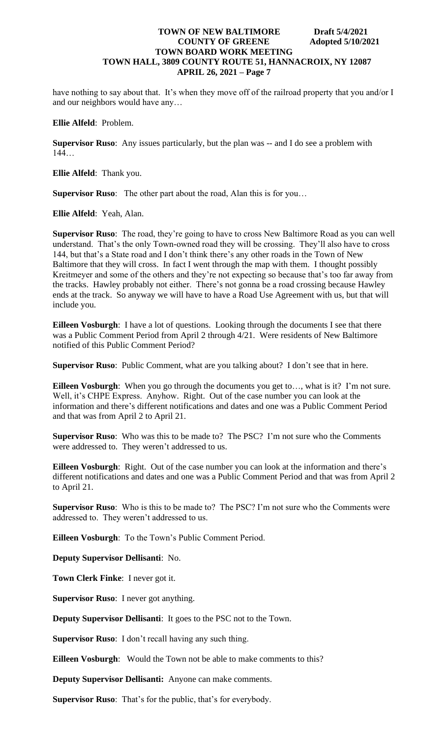have nothing to say about that. It's when they move off of the railroad property that you and/or I and our neighbors would have any…

**Ellie Alfeld**: Problem.

**Supervisor Ruso**: Any issues particularly, but the plan was -- and I do see a problem with 144…

**Ellie Alfeld**: Thank you.

**Supervisor Ruso**: The other part about the road, Alan this is for you…

**Ellie Alfeld**: Yeah, Alan.

**Supervisor Ruso**: The road, they're going to have to cross New Baltimore Road as you can well understand. That's the only Town-owned road they will be crossing. They'll also have to cross 144, but that's a State road and I don't think there's any other roads in the Town of New Baltimore that they will cross. In fact I went through the map with them. I thought possibly Kreitmeyer and some of the others and they're not expecting so because that's too far away from the tracks. Hawley probably not either. There's not gonna be a road crossing because Hawley ends at the track. So anyway we will have to have a Road Use Agreement with us, but that will include you.

**Eilleen Vosburgh**: I have a lot of questions. Looking through the documents I see that there was a Public Comment Period from April 2 through 4/21. Were residents of New Baltimore notified of this Public Comment Period?

**Supervisor Ruso**: Public Comment, what are you talking about? I don't see that in here.

**Eilleen Vosburgh**: When you go through the documents you get to…, what is it? I'm not sure. Well, it's CHPE Express. Anyhow. Right. Out of the case number you can look at the information and there's different notifications and dates and one was a Public Comment Period and that was from April 2 to April 21.

**Supervisor Ruso**: Who was this to be made to? The PSC? I'm not sure who the Comments were addressed to. They weren't addressed to us.

**Eilleen Vosburgh**: Right. Out of the case number you can look at the information and there's different notifications and dates and one was a Public Comment Period and that was from April 2 to April 21.

**Supervisor Ruso**: Who is this to be made to? The PSC? I'm not sure who the Comments were addressed to. They weren't addressed to us.

**Eilleen Vosburgh**: To the Town's Public Comment Period.

**Deputy Supervisor Dellisanti**: No.

**Town Clerk Finke**: I never got it.

**Supervisor Ruso**: I never got anything.

**Deputy Supervisor Dellisanti**: It goes to the PSC not to the Town.

**Supervisor Ruso**: I don't recall having any such thing.

**Eilleen Vosburgh**: Would the Town not be able to make comments to this?

**Deputy Supervisor Dellisanti:** Anyone can make comments.

**Supervisor Ruso**: That's for the public, that's for everybody.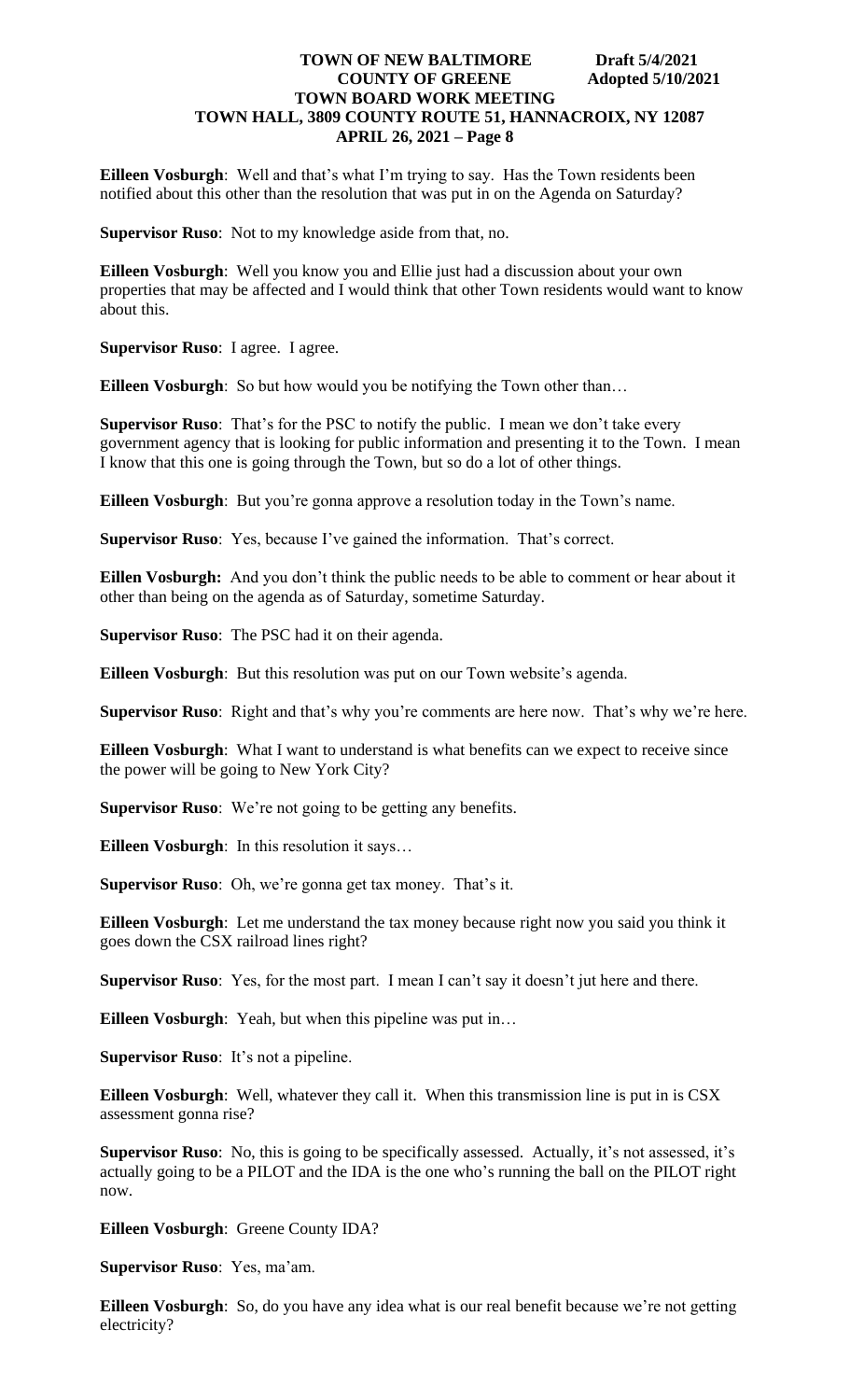**Eilleen Vosburgh**: Well and that's what I'm trying to say. Has the Town residents been notified about this other than the resolution that was put in on the Agenda on Saturday?

**Supervisor Ruso**: Not to my knowledge aside from that, no.

**Eilleen Vosburgh**: Well you know you and Ellie just had a discussion about your own properties that may be affected and I would think that other Town residents would want to know about this.

**Supervisor Ruso**: I agree. I agree.

**Eilleen Vosburgh**: So but how would you be notifying the Town other than…

**Supervisor Ruso**: That's for the PSC to notify the public. I mean we don't take every government agency that is looking for public information and presenting it to the Town. I mean I know that this one is going through the Town, but so do a lot of other things.

**Eilleen Vosburgh**: But you're gonna approve a resolution today in the Town's name.

**Supervisor Ruso**: Yes, because I've gained the information. That's correct.

**Eillen Vosburgh:** And you don't think the public needs to be able to comment or hear about it other than being on the agenda as of Saturday, sometime Saturday.

**Supervisor Ruso**: The PSC had it on their agenda.

**Eilleen Vosburgh**: But this resolution was put on our Town website's agenda.

**Supervisor Ruso**: Right and that's why you're comments are here now. That's why we're here.

**Eilleen Vosburgh**: What I want to understand is what benefits can we expect to receive since the power will be going to New York City?

**Supervisor Ruso**: We're not going to be getting any benefits.

**Eilleen Vosburgh**: In this resolution it says…

**Supervisor Ruso**: Oh, we're gonna get tax money. That's it.

**Eilleen Vosburgh**: Let me understand the tax money because right now you said you think it goes down the CSX railroad lines right?

**Supervisor Ruso**: Yes, for the most part. I mean I can't say it doesn't jut here and there.

**Eilleen Vosburgh**: Yeah, but when this pipeline was put in…

**Supervisor Ruso**: It's not a pipeline.

**Eilleen Vosburgh**: Well, whatever they call it. When this transmission line is put in is CSX assessment gonna rise?

**Supervisor Ruso**: No, this is going to be specifically assessed. Actually, it's not assessed, it's actually going to be a PILOT and the IDA is the one who's running the ball on the PILOT right now.

**Eilleen Vosburgh**: Greene County IDA?

**Supervisor Ruso**: Yes, ma'am.

**Eilleen Vosburgh**: So, do you have any idea what is our real benefit because we're not getting electricity?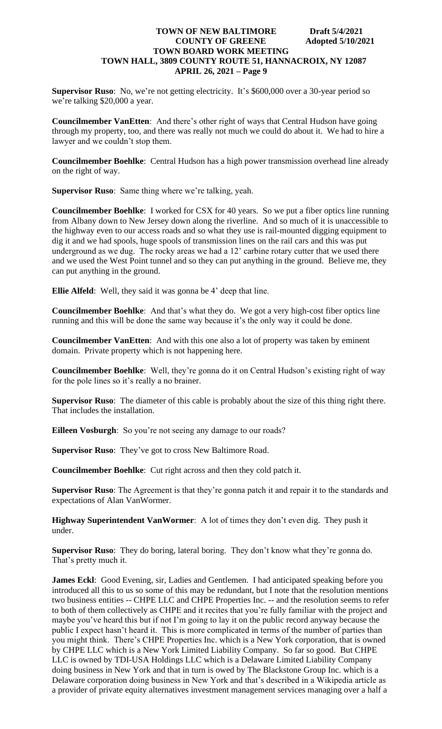**Supervisor Ruso**: No, we're not getting electricity. It's $600,000 over a 30-year period so we're talking $20,000 a year.

**Councilmember VanEtten**: And there's other right of ways that Central Hudson have going through my property, too, and there was really not much we could do about it. We had to hire a lawyer and we couldn't stop them.

**Councilmember Boehlke**: Central Hudson has a high power transmission overhead line already on the right of way.

**Supervisor Ruso**: Same thing where we're talking, yeah.

**Councilmember Boehlke**: I worked for CSX for 40 years. So we put a fiber optics line running from Albany down to New Jersey down along the riverline. And so much of it is unaccessible to the highway even to our access roads and so what they use is rail-mounted digging equipment to dig it and we had spools, huge spools of transmission lines on the rail cars and this was put underground as we dug. The rocky areas we had a 12' carbine rotary cutter that we used there and we used the West Point tunnel and so they can put anything in the ground. Believe me, they can put anything in the ground.

**Ellie Alfeld**: Well, they said it was gonna be 4' deep that line.

**Councilmember Boehlke**: And that's what they do. We got a very high-cost fiber optics line running and this will be done the same way because it's the only way it could be done.

**Councilmember VanEtten**: And with this one also a lot of property was taken by eminent domain. Private property which is not happening here.

**Councilmember Boehlke**: Well, they're gonna do it on Central Hudson's existing right of way for the pole lines so it's really a no brainer.

**Supervisor Ruso**: The diameter of this cable is probably about the size of this thing right there. That includes the installation.

**Eilleen Vosburgh**: So you're not seeing any damage to our roads?

**Supervisor Ruso**: They've got to cross New Baltimore Road.

**Councilmember Boehlke**: Cut right across and then they cold patch it.

**Supervisor Ruso**: The Agreement is that they're gonna patch it and repair it to the standards and expectations of Alan VanWormer.

**Highway Superintendent VanWormer**: A lot of times they don't even dig. They push it under.

**Supervisor Ruso**: They do boring, lateral boring. They don't know what they're gonna do. That's pretty much it.

**James Eckl**: Good Evening, sir, Ladies and Gentlemen. I had anticipated speaking before you introduced all this to us so some of this may be redundant, but I note that the resolution mentions two business entities -- CHPE LLC and CHPE Properties Inc. -- and the resolution seems to refer to both of them collectively as CHPE and it recites that you're fully familiar with the project and maybe you've heard this but if not I'm going to lay it on the public record anyway because the public I expect hasn't heard it. This is more complicated in terms of the number of parties than you might think. There's CHPE Properties Inc. which is a New York corporation, that is owned by CHPE LLC which is a New York Limited Liability Company. So far so good. But CHPE LLC is owned by TDI-USA Holdings LLC which is a Delaware Limited Liability Company doing business in New York and that in turn is owed by The Blackstone Group Inc. which is a Delaware corporation doing business in New York and that's described in a Wikipedia article as a provider of private equity alternatives investment management services managing over a half a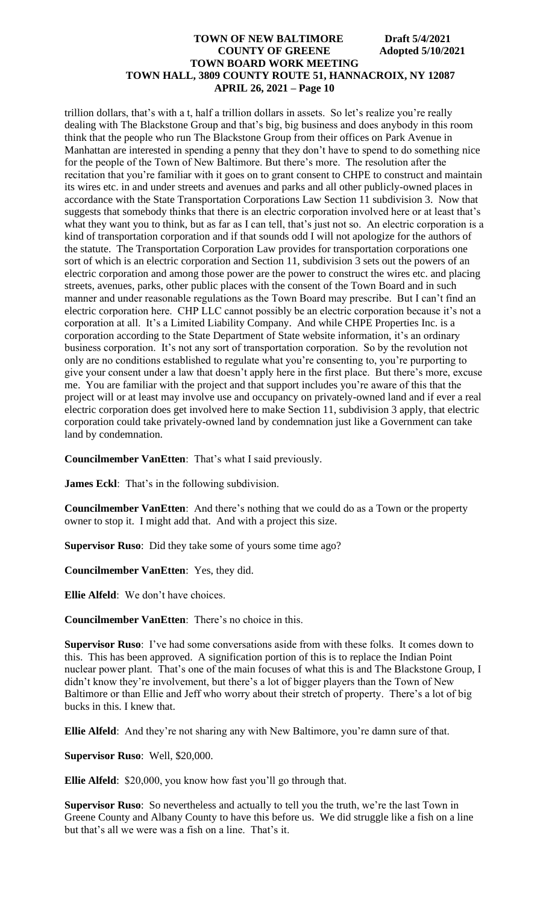trillion dollars, that's with a t, half a trillion dollars in assets. So let's realize you're really dealing with The Blackstone Group and that's big, big business and does anybody in this room think that the people who run The Blackstone Group from their offices on Park Avenue in Manhattan are interested in spending a penny that they don't have to spend to do something nice for the people of the Town of New Baltimore. But there's more. The resolution after the recitation that you're familiar with it goes on to grant consent to CHPE to construct and maintain its wires etc. in and under streets and avenues and parks and all other publicly-owned places in accordance with the State Transportation Corporations Law Section 11 subdivision 3. Now that suggests that somebody thinks that there is an electric corporation involved here or at least that's what they want you to think, but as far as I can tell, that's just not so. An electric corporation is a kind of transportation corporation and if that sounds odd I will not apologize for the authors of the statute. The Transportation Corporation Law provides for transportation corporations one sort of which is an electric corporation and Section 11, subdivision 3 sets out the powers of an electric corporation and among those power are the power to construct the wires etc. and placing streets, avenues, parks, other public places with the consent of the Town Board and in such manner and under reasonable regulations as the Town Board may prescribe. But I can't find an electric corporation here. CHP LLC cannot possibly be an electric corporation because it's not a corporation at all. It's a Limited Liability Company. And while CHPE Properties Inc. is a corporation according to the State Department of State website information, it's an ordinary business corporation. It's not any sort of transportation corporation. So by the revolution not only are no conditions established to regulate what you're consenting to, you're purporting to give your consent under a law that doesn't apply here in the first place. But there's more, excuse me. You are familiar with the project and that support includes you're aware of this that the project will or at least may involve use and occupancy on privately-owned land and if ever a real electric corporation does get involved here to make Section 11, subdivision 3 apply, that electric corporation could take privately-owned land by condemnation just like a Government can take land by condemnation.

**Councilmember VanEtten**: That's what I said previously.

**James Eckl**: That's in the following subdivision.

**Councilmember VanEtten**: And there's nothing that we could do as a Town or the property owner to stop it. I might add that. And with a project this size.

**Supervisor Ruso**: Did they take some of yours some time ago?

**Councilmember VanEtten**: Yes, they did.

**Ellie Alfeld**: We don't have choices.

**Councilmember VanEtten**: There's no choice in this.

**Supervisor Ruso**: I've had some conversations aside from with these folks. It comes down to this. This has been approved. A signification portion of this is to replace the Indian Point nuclear power plant. That's one of the main focuses of what this is and The Blackstone Group, I didn't know they're involvement, but there's a lot of bigger players than the Town of New Baltimore or than Ellie and Jeff who worry about their stretch of property. There's a lot of big bucks in this. I knew that.

**Ellie Alfeld**: And they're not sharing any with New Baltimore, you're damn sure of that.

**Supervisor Ruso**: Well, $20,000.

**Ellie Alfeld**: $20,000, you know how fast you'll go through that.

**Supervisor Ruso**: So nevertheless and actually to tell you the truth, we're the last Town in Greene County and Albany County to have this before us. We did struggle like a fish on a line but that's all we were was a fish on a line. That's it.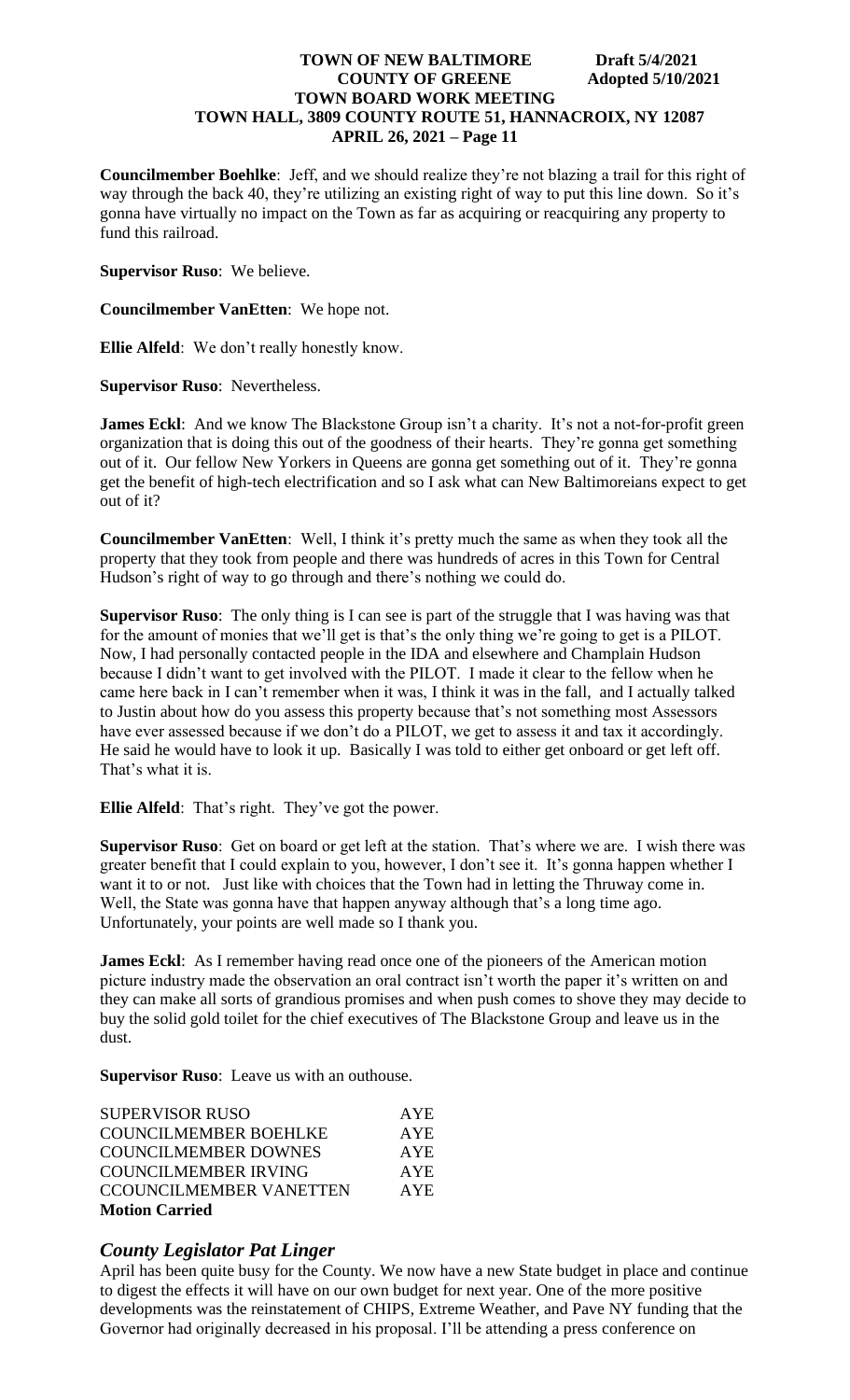**Councilmember Boehlke**: Jeff, and we should realize they're not blazing a trail for this right of way through the back 40, they're utilizing an existing right of way to put this line down. So it's gonna have virtually no impact on the Town as far as acquiring or reacquiring any property to fund this railroad.

**Supervisor Ruso**: We believe.

**Councilmember VanEtten**: We hope not.

**Ellie Alfeld**: We don't really honestly know.

**Supervisor Ruso**: Nevertheless.

**James Eckl**: And we know The Blackstone Group isn't a charity. It's not a not-for-profit green organization that is doing this out of the goodness of their hearts. They're gonna get something out of it. Our fellow New Yorkers in Queens are gonna get something out of it. They're gonna get the benefit of high-tech electrification and so I ask what can New Baltimoreians expect to get out of it?

**Councilmember VanEtten**: Well, I think it's pretty much the same as when they took all the property that they took from people and there was hundreds of acres in this Town for Central Hudson's right of way to go through and there's nothing we could do.

**Supervisor Ruso**: The only thing is I can see is part of the struggle that I was having was that for the amount of monies that we'll get is that's the only thing we're going to get is a PILOT. Now, I had personally contacted people in the IDA and elsewhere and Champlain Hudson because I didn't want to get involved with the PILOT. I made it clear to the fellow when he came here back in I can't remember when it was, I think it was in the fall, and I actually talked to Justin about how do you assess this property because that's not something most Assessors have ever assessed because if we don't do a PILOT, we get to assess it and tax it accordingly. He said he would have to look it up. Basically I was told to either get onboard or get left off. That's what it is.

**Ellie Alfeld**: That's right. They've got the power.

**Supervisor Ruso**: Get on board or get left at the station. That's where we are. I wish there was greater benefit that I could explain to you, however, I don't see it. It's gonna happen whether I want it to or not. Just like with choices that the Town had in letting the Thruway come in. Well, the State was gonna have that happen anyway although that's a long time ago. Unfortunately, your points are well made so I thank you.

**James Eckl**: As I remember having read once one of the pioneers of the American motion picture industry made the observation an oral contract isn't worth the paper it's written on and they can make all sorts of grandious promises and when push comes to shove they may decide to buy the solid gold toilet for the chief executives of The Blackstone Group and leave us in the dust.

**Supervisor Ruso**: Leave us with an outhouse.

| | |
|---|---|
| SUPERVISOR RUSO | AYE |
| COUNCILMEMBER BOEHLKE | AYE |
| COUNCILMEMBER DOWNES | AYE |
| COUNCILMEMBER IRVING | AYE |
| CCOUNCILMEMBER VANETTEN | AYE |

**Motion Carried**

## *County Legislator Pat Linger*

April has been quite busy for the County. We now have a new State budget in place and continue to digest the effects it will have on our own budget for next year. One of the more positive developments was the reinstatement of CHIPS, Extreme Weather, and Pave NY funding that the Governor had originally decreased in his proposal. I'll be attending a press conference on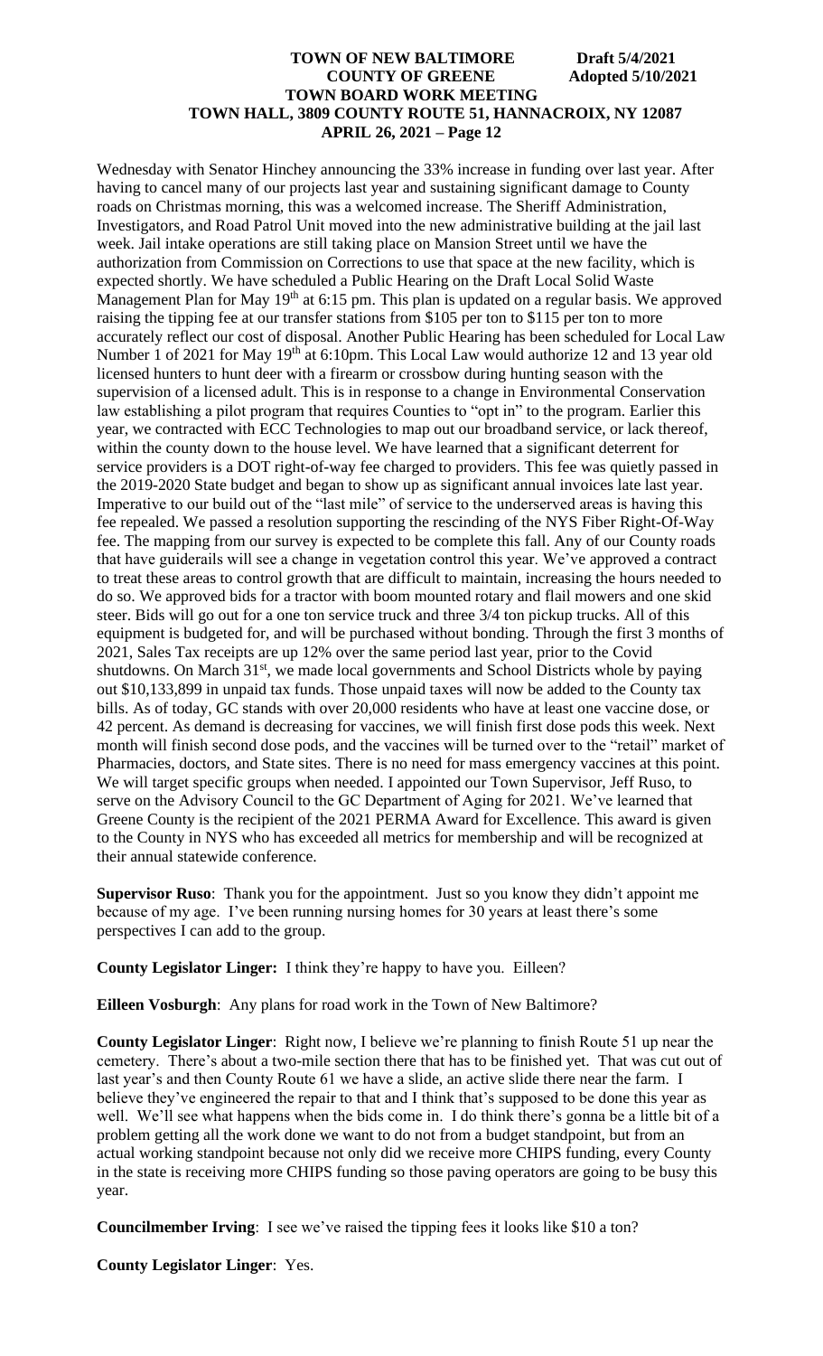Wednesday with Senator Hinchey announcing the 33% increase in funding over last year. After having to cancel many of our projects last year and sustaining significant damage to County roads on Christmas morning, this was a welcomed increase. The Sheriff Administration, Investigators, and Road Patrol Unit moved into the new administrative building at the jail last week. Jail intake operations are still taking place on Mansion Street until we have the authorization from Commission on Corrections to use that space at the new facility, which is expected shortly. We have scheduled a Public Hearing on the Draft Local Solid Waste Management Plan for May 19th at 6:15 pm. This plan is updated on a regular basis. We approved raising the tipping fee at our transfer stations from $105 per ton to $115 per ton to more accurately reflect our cost of disposal. Another Public Hearing has been scheduled for Local Law Number 1 of 2021 for May 19th at 6:10pm. This Local Law would authorize 12 and 13 year old licensed hunters to hunt deer with a firearm or crossbow during hunting season with the supervision of a licensed adult. This is in response to a change in Environmental Conservation law establishing a pilot program that requires Counties to "opt in" to the program. Earlier this year, we contracted with ECC Technologies to map out our broadband service, or lack thereof, within the county down to the house level. We have learned that a significant deterrent for service providers is a DOT right-of-way fee charged to providers. This fee was quietly passed in the 2019-2020 State budget and began to show up as significant annual invoices late last year. Imperative to our build out of the "last mile" of service to the underserved areas is having this fee repealed. We passed a resolution supporting the rescinding of the NYS Fiber Right-Of-Way fee. The mapping from our survey is expected to be complete this fall. Any of our County roads that have guiderails will see a change in vegetation control this year. We've approved a contract to treat these areas to control growth that are difficult to maintain, increasing the hours needed to do so. We approved bids for a tractor with boom mounted rotary and flail mowers and one skid steer. Bids will go out for a one ton service truck and three 3/4 ton pickup trucks. All of this equipment is budgeted for, and will be purchased without bonding. Through the first 3 months of 2021, Sales Tax receipts are up 12% over the same period last year, prior to the Covid shutdowns. On March 31st, we made local governments and School Districts whole by paying out $10,133,899 in unpaid tax funds. Those unpaid taxes will now be added to the County tax bills. As of today, GC stands with over 20,000 residents who have at least one vaccine dose, or 42 percent. As demand is decreasing for vaccines, we will finish first dose pods this week. Next month will finish second dose pods, and the vaccines will be turned over to the "retail" market of Pharmacies, doctors, and State sites. There is no need for mass emergency vaccines at this point. We will target specific groups when needed. I appointed our Town Supervisor, Jeff Ruso, to serve on the Advisory Council to the GC Department of Aging for 2021. We've learned that Greene County is the recipient of the 2021 PERMA Award for Excellence. This award is given to the County in NYS who has exceeded all metrics for membership and will be recognized at their annual statewide conference.

**Supervisor Ruso**: Thank you for the appointment. Just so you know they didn't appoint me because of my age. I've been running nursing homes for 30 years at least there's some perspectives I can add to the group.

**County Legislator Linger:** I think they're happy to have you. Eilleen?

**Eilleen Vosburgh**: Any plans for road work in the Town of New Baltimore?

**County Legislator Linger**: Right now, I believe we're planning to finish Route 51 up near the cemetery. There's about a two-mile section there that has to be finished yet. That was cut out of last year's and then County Route 61 we have a slide, an active slide there near the farm. I believe they've engineered the repair to that and I think that's supposed to be done this year as well. We'll see what happens when the bids come in. I do think there's gonna be a little bit of a problem getting all the work done we want to do not from a budget standpoint, but from an actual working standpoint because not only did we receive more CHIPS funding, every County in the state is receiving more CHIPS funding so those paving operators are going to be busy this year.

**Councilmember Irving**: I see we've raised the tipping fees it looks like $10 a ton?

**County Legislator Linger**: Yes.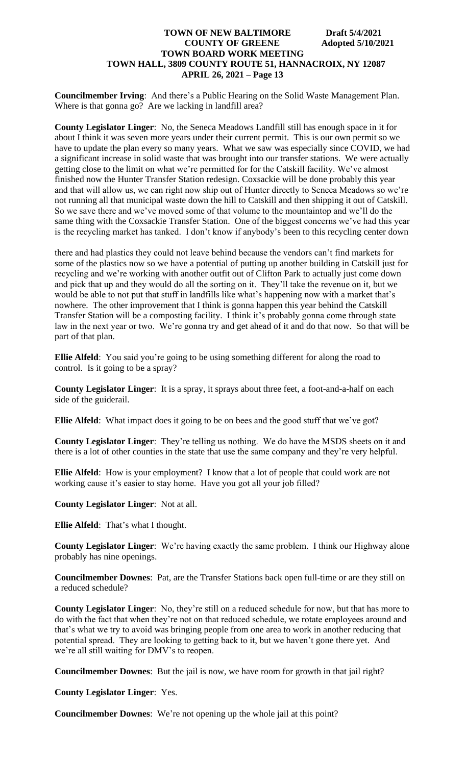**Councilmember Irving**: And there's a Public Hearing on the Solid Waste Management Plan. Where is that gonna go? Are we lacking in landfill area?

**County Legislator Linger**: No, the Seneca Meadows Landfill still has enough space in it for about I think it was seven more years under their current permit. This is our own permit so we have to update the plan every so many years. What we saw was especially since COVID, we had a significant increase in solid waste that was brought into our transfer stations. We were actually getting close to the limit on what we're permitted for for the Catskill facility. We've almost finished now the Hunter Transfer Station redesign. Coxsackie will be done probably this year and that will allow us, we can right now ship out of Hunter directly to Seneca Meadows so we're not running all that municipal waste down the hill to Catskill and then shipping it out of Catskill. So we save there and we've moved some of that volume to the mountaintop and we'll do the same thing with the Coxsackie Transfer Station. One of the biggest concerns we've had this year is the recycling market has tanked. I don't know if anybody's been to this recycling center down

there and had plastics they could not leave behind because the vendors can't find markets for some of the plastics now so we have a potential of putting up another building in Catskill just for recycling and we're working with another outfit out of Clifton Park to actually just come down and pick that up and they would do all the sorting on it. They'll take the revenue on it, but we would be able to not put that stuff in landfills like what's happening now with a market that's nowhere. The other improvement that I think is gonna happen this year behind the Catskill Transfer Station will be a composting facility. I think it's probably gonna come through state law in the next year or two. We're gonna try and get ahead of it and do that now. So that will be part of that plan.

**Ellie Alfeld**: You said you're going to be using something different for along the road to control. Is it going to be a spray?

**County Legislator Linger**: It is a spray, it sprays about three feet, a foot-and-a-half on each side of the guiderail.

**Ellie Alfeld**: What impact does it going to be on bees and the good stuff that we've got?

**County Legislator Linger**: They're telling us nothing. We do have the MSDS sheets on it and there is a lot of other counties in the state that use the same company and they're very helpful.

**Ellie Alfeld**: How is your employment? I know that a lot of people that could work are not working cause it's easier to stay home. Have you got all your job filled?

**County Legislator Linger**: Not at all.

**Ellie Alfeld**: That's what I thought.

**County Legislator Linger**: We're having exactly the same problem. I think our Highway alone probably has nine openings.

**Councilmember Downes**: Pat, are the Transfer Stations back open full-time or are they still on a reduced schedule?

**County Legislator Linger**: No, they're still on a reduced schedule for now, but that has more to do with the fact that when they're not on that reduced schedule, we rotate employees around and that's what we try to avoid was bringing people from one area to work in another reducing that potential spread. They are looking to getting back to it, but we haven't gone there yet. And we're all still waiting for DMV's to reopen.

**Councilmember Downes**: But the jail is now, we have room for growth in that jail right?

**County Legislator Linger**: Yes.

**Councilmember Downes**: We're not opening up the whole jail at this point?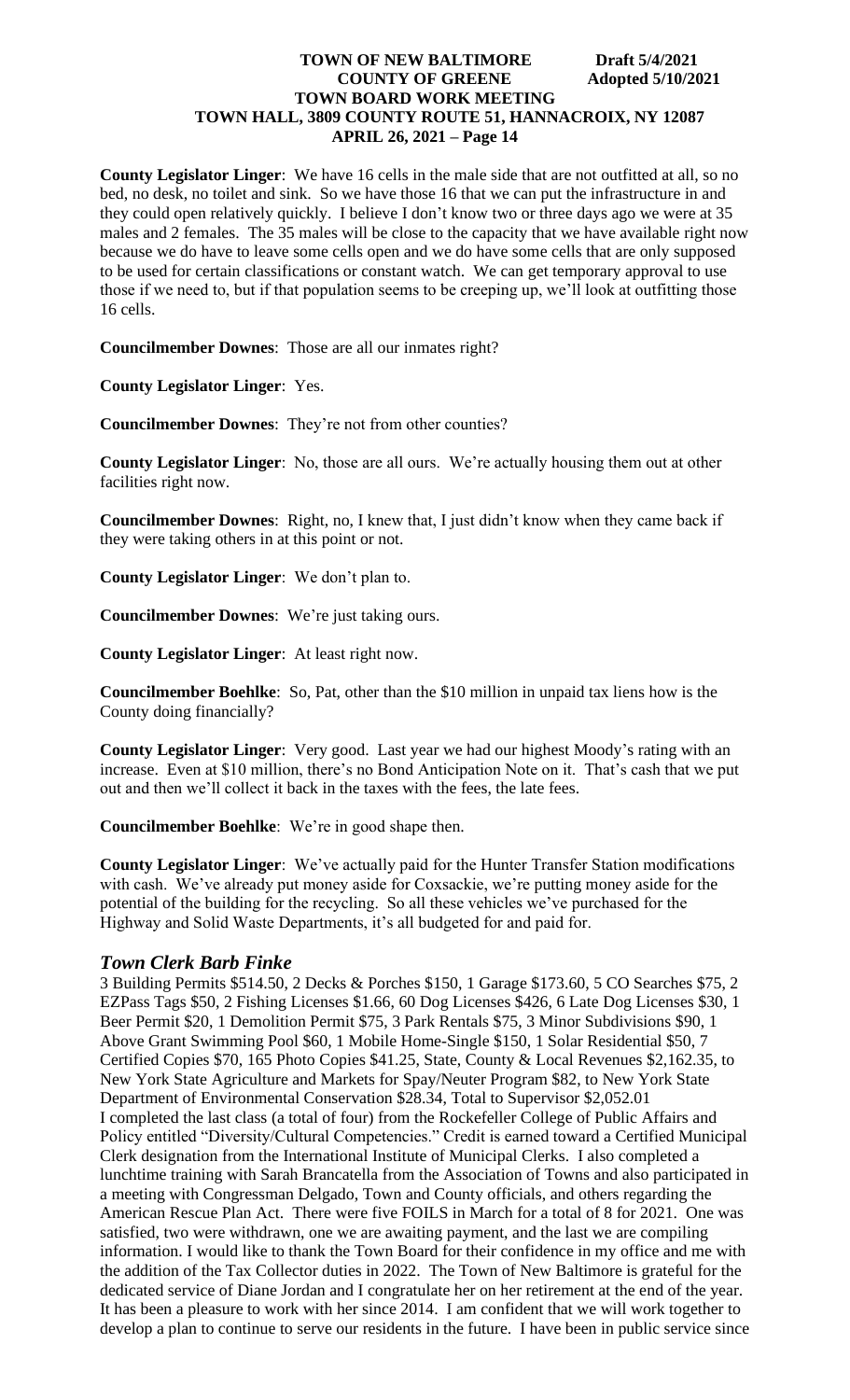**County Legislator Linger**: We have 16 cells in the male side that are not outfitted at all, so no bed, no desk, no toilet and sink. So we have those 16 that we can put the infrastructure in and they could open relatively quickly. I believe I don't know two or three days ago we were at 35 males and 2 females. The 35 males will be close to the capacity that we have available right now because we do have to leave some cells open and we do have some cells that are only supposed to be used for certain classifications or constant watch. We can get temporary approval to use those if we need to, but if that population seems to be creeping up, we'll look at outfitting those 16 cells.

**Councilmember Downes**: Those are all our inmates right?

**County Legislator Linger**: Yes.

**Councilmember Downes**: They're not from other counties?

**County Legislator Linger**: No, those are all ours. We're actually housing them out at other facilities right now.

**Councilmember Downes**: Right, no, I knew that, I just didn't know when they came back if they were taking others in at this point or not.

**County Legislator Linger**: We don't plan to.

**Councilmember Downes**: We're just taking ours.

**County Legislator Linger**: At least right now.

**Councilmember Boehlke**: So, Pat, other than the $10 million in unpaid tax liens how is the County doing financially?

**County Legislator Linger**: Very good. Last year we had our highest Moody's rating with an increase. Even at $10 million, there's no Bond Anticipation Note on it. That's cash that we put out and then we'll collect it back in the taxes with the fees, the late fees.

**Councilmember Boehlke**: We're in good shape then.

**County Legislator Linger**: We've actually paid for the Hunter Transfer Station modifications with cash. We've already put money aside for Coxsackie, we're putting money aside for the potential of the building for the recycling. So all these vehicles we've purchased for the Highway and Solid Waste Departments, it's all budgeted for and paid for.

### *Town Clerk Barb Finke*

3 Building Permits $514.50, 2 Decks & Porches $150, 1 Garage $173.60, 5 CO Searches $75, 2 EZPass Tags $50, 2 Fishing Licenses $1.66, 60 Dog Licenses $426, 6 Late Dog Licenses $30, 1 Beer Permit $20, 1 Demolition Permit $75, 3 Park Rentals $75, 3 Minor Subdivisions $90, 1 Above Grant Swimming Pool $60, 1 Mobile Home-Single $150, 1 Solar Residential $50, 7 Certified Copies $70, 165 Photo Copies $41.25, State, County & Local Revenues $2,162.35, to New York State Agriculture and Markets for Spay/Neuter Program $82, to New York State Department of Environmental Conservation $28.34, Total to Supervisor $2,052.01

I completed the last class (a total of four) from the Rockefeller College of Public Affairs and Policy entitled "Diversity/Cultural Competencies." Credit is earned toward a Certified Municipal Clerk designation from the International Institute of Municipal Clerks. I also completed a lunchtime training with Sarah Brancatella from the Association of Towns and also participated in a meeting with Congressman Delgado, Town and County officials, and others regarding the American Rescue Plan Act. There were five FOILS in March for a total of 8 for 2021. One was satisfied, two were withdrawn, one we are awaiting payment, and the last we are compiling information. I would like to thank the Town Board for their confidence in my office and me with the addition of the Tax Collector duties in 2022. The Town of New Baltimore is grateful for the dedicated service of Diane Jordan and I congratulate her on her retirement at the end of the year. It has been a pleasure to work with her since 2014. I am confident that we will work together to develop a plan to continue to serve our residents in the future. I have been in public service since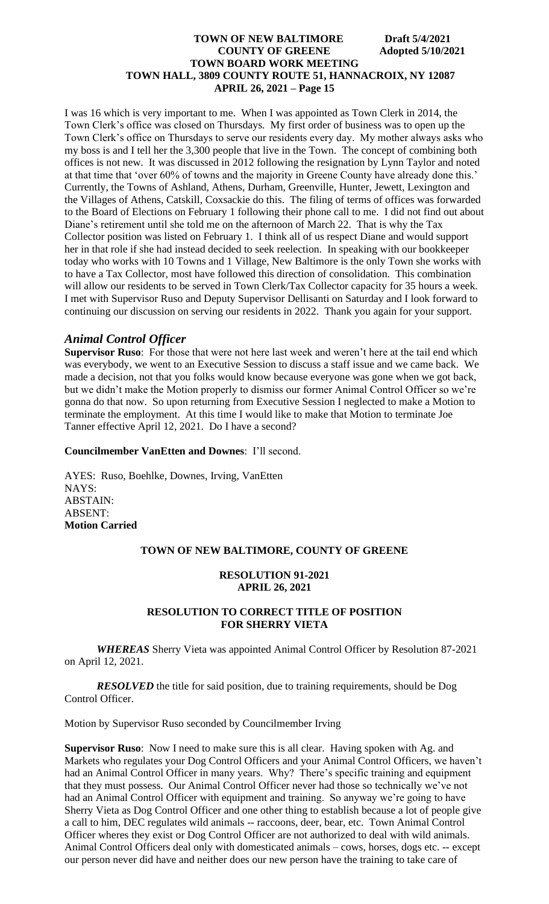I was 16 which is very important to me. When I was appointed as Town Clerk in 2014, the Town Clerk's office was closed on Thursdays. My first order of business was to open up the Town Clerk's office on Thursdays to serve our residents every day. My mother always asks who my boss is and I tell her the 3,300 people that live in the Town. The concept of combining both offices is not new. It was discussed in 2012 following the resignation by Lynn Taylor and noted at that time that 'over 60% of towns and the majority in Greene County have already done this.' Currently, the Towns of Ashland, Athens, Durham, Greenville, Hunter, Jewett, Lexington and the Villages of Athens, Catskill, Coxsackie do this. The filing of terms of offices was forwarded to the Board of Elections on February 1 following their phone call to me. I did not find out about Diane's retirement until she told me on the afternoon of March 22. That is why the Tax Collector position was listed on February 1. I think all of us respect Diane and would support her in that role if she had instead decided to seek reelection. In speaking with our bookkeeper today who works with 10 Towns and 1 Village, New Baltimore is the only Town she works with to have a Tax Collector, most have followed this direction of consolidation. This combination will allow our residents to be served in Town Clerk/Tax Collector capacity for 35 hours a week. I met with Supervisor Ruso and Deputy Supervisor Dellisanti on Saturday and I look forward to continuing our discussion on serving our residents in 2022. Thank you again for your support.

## *Animal Control Officer*

**Supervisor Ruso**: For those that were not here last week and weren't here at the tail end which was everybody, we went to an Executive Session to discuss a staff issue and we came back. We made a decision, not that you folks would know because everyone was gone when we got back, but we didn't make the Motion properly to dismiss our former Animal Control Officer so we're gonna do that now. So upon returning from Executive Session I neglected to make a Motion to terminate the employment. At this time I would like to make that Motion to terminate Joe Tanner effective April 12, 2021. Do I have a second?

**Councilmember VanEtten and Downes**: I'll second.

AYES: Ruso, Boehlke, Downes, Irving, VanEtten
NAYS:
ABSTAIN:
ABSENT:
**Motion Carried**

**TOWN OF NEW BALTIMORE, COUNTY OF GREENE**

**RESOLUTION 91-2021**
**APRIL 26, 2021**

**RESOLUTION TO CORRECT TITLE OF POSITION FOR SHERRY VIETA**

***WHEREAS*** Sherry Vieta was appointed Animal Control Officer by Resolution 87-2021 on April 12, 2021.

***RESOLVED*** the title for said position, due to training requirements, should be Dog Control Officer.

Motion by Supervisor Ruso seconded by Councilmember Irving

**Supervisor Ruso**: Now I need to make sure this is all clear. Having spoken with Ag. and Markets who regulates your Dog Control Officers and your Animal Control Officers, we haven't had an Animal Control Officer in many years. Why? There's specific training and equipment that they must possess. Our Animal Control Officer never had those so technically we've not had an Animal Control Officer with equipment and training. So anyway we're going to have Sherry Vieta as Dog Control Officer and one other thing to establish because a lot of people give a call to him, DEC regulates wild animals -- raccoons, deer, bear, etc. Town Animal Control Officer wheres they exist or Dog Control Officer are not authorized to deal with wild animals. Animal Control Officers deal only with domesticated animals – cows, horses, dogs etc. -- except our person never did have and neither does our new person have the training to take care of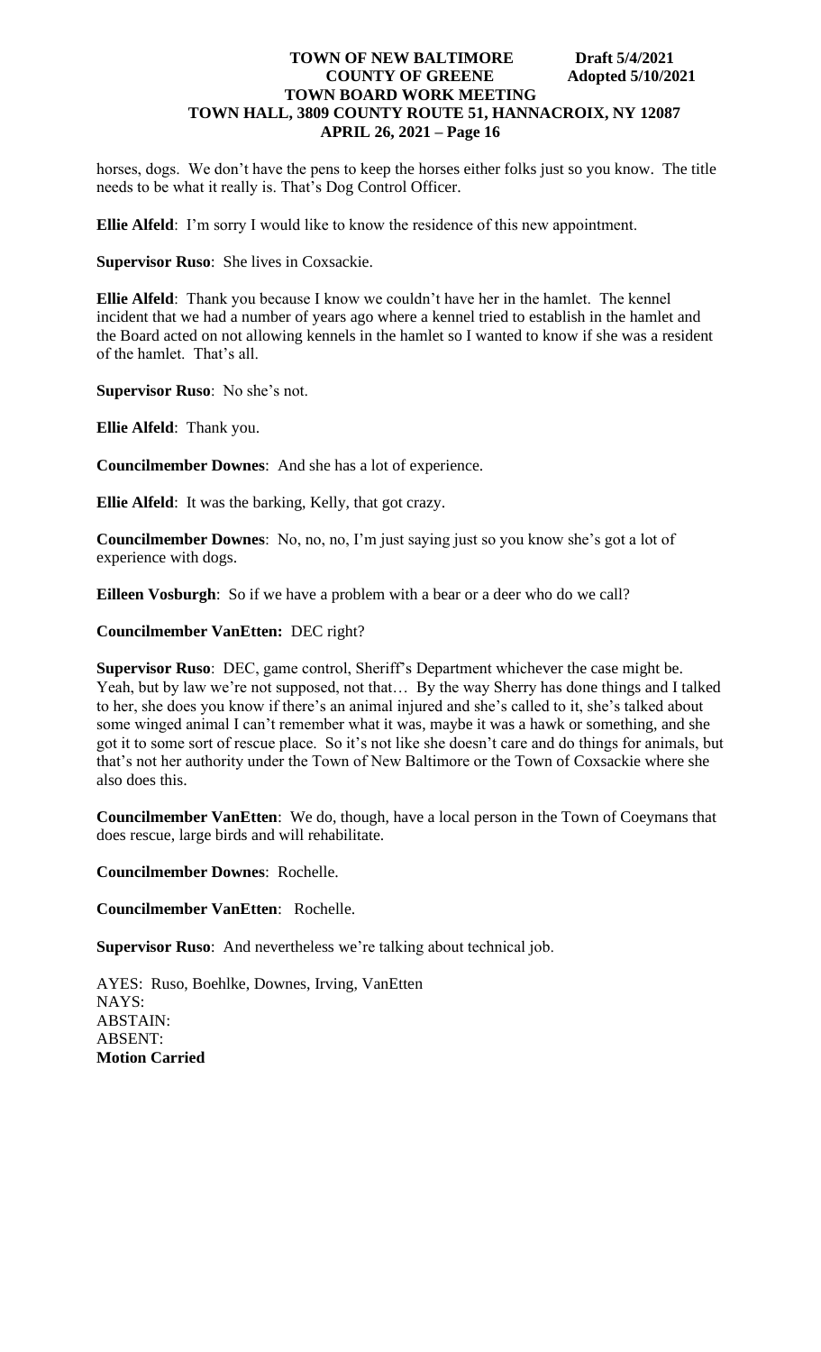horses, dogs. We don't have the pens to keep the horses either folks just so you know. The title needs to be what it really is. That's Dog Control Officer.

**Ellie Alfeld**: I'm sorry I would like to know the residence of this new appointment.

**Supervisor Ruso**: She lives in Coxsackie.

**Ellie Alfeld**: Thank you because I know we couldn't have her in the hamlet. The kennel incident that we had a number of years ago where a kennel tried to establish in the hamlet and the Board acted on not allowing kennels in the hamlet so I wanted to know if she was a resident of the hamlet. That's all.

**Supervisor Ruso**: No she's not.

**Ellie Alfeld**: Thank you.

**Councilmember Downes**: And she has a lot of experience.

**Ellie Alfeld**: It was the barking, Kelly, that got crazy.

**Councilmember Downes**: No, no, no, I'm just saying just so you know she's got a lot of experience with dogs.

**Eilleen Vosburgh**: So if we have a problem with a bear or a deer who do we call?

**Councilmember VanEtten:** DEC right?

**Supervisor Ruso**: DEC, game control, Sheriff's Department whichever the case might be. Yeah, but by law we're not supposed, not that… By the way Sherry has done things and I talked to her, she does you know if there's an animal injured and she's called to it, she's talked about some winged animal I can't remember what it was, maybe it was a hawk or something, and she got it to some sort of rescue place. So it's not like she doesn't care and do things for animals, but that's not her authority under the Town of New Baltimore or the Town of Coxsackie where she also does this.

**Councilmember VanEtten**: We do, though, have a local person in the Town of Coeymans that does rescue, large birds and will rehabilitate.

**Councilmember Downes**: Rochelle.

**Councilmember VanEtten**: Rochelle.

**Supervisor Ruso**: And nevertheless we're talking about technical job.

AYES: Ruso, Boehlke, Downes, Irving, VanEtten
NAYS:
ABSTAIN:
ABSENT:
**Motion Carried**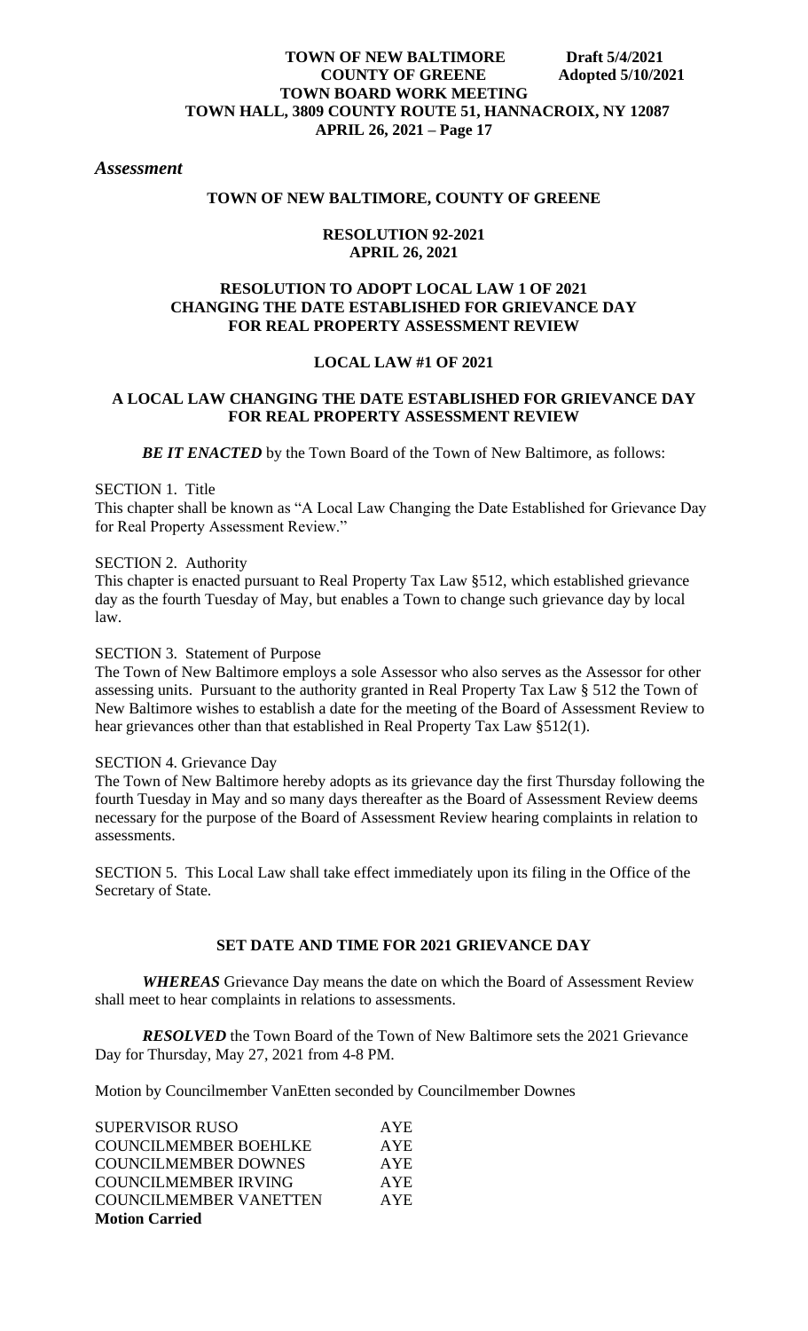*Assessment*

**TOWN OF NEW BALTIMORE, COUNTY OF GREENE**

**RESOLUTION 92-2021**
**APRIL 26, 2021**

**RESOLUTION TO ADOPT LOCAL LAW 1 OF 2021 CHANGING THE DATE ESTABLISHED FOR GRIEVANCE DAY FOR REAL PROPERTY ASSESSMENT REVIEW**

**LOCAL LAW #1 OF 2021**

**A LOCAL LAW CHANGING THE DATE ESTABLISHED FOR GRIEVANCE DAY FOR REAL PROPERTY ASSESSMENT REVIEW**

***BE IT ENACTED*** by the Town Board of the Town of New Baltimore, as follows:

SECTION 1. Title
This chapter shall be known as "A Local Law Changing the Date Established for Grievance Day for Real Property Assessment Review."

SECTION 2. Authority
This chapter is enacted pursuant to Real Property Tax Law §512, which established grievance day as the fourth Tuesday of May, but enables a Town to change such grievance day by local law.

SECTION 3. Statement of Purpose
The Town of New Baltimore employs a sole Assessor who also serves as the Assessor for other assessing units. Pursuant to the authority granted in Real Property Tax Law § 512 the Town of New Baltimore wishes to establish a date for the meeting of the Board of Assessment Review to hear grievances other than that established in Real Property Tax Law §512(1).

SECTION 4. Grievance Day
The Town of New Baltimore hereby adopts as its grievance day the first Thursday following the fourth Tuesday in May and so many days thereafter as the Board of Assessment Review deems necessary for the purpose of the Board of Assessment Review hearing complaints in relation to assessments.

SECTION 5. This Local Law shall take effect immediately upon its filing in the Office of the Secretary of State.

**SET DATE AND TIME FOR 2021 GRIEVANCE DAY**

***WHEREAS*** Grievance Day means the date on which the Board of Assessment Review shall meet to hear complaints in relations to assessments.

***RESOLVED*** the Town Board of the Town of New Baltimore sets the 2021 Grievance Day for Thursday, May 27, 2021 from 4-8 PM.

Motion by Councilmember VanEtten seconded by Councilmember Downes

| | |
|---|---|
| SUPERVISOR RUSO | AYE |
| COUNCILMEMBER BOEHLKE | AYE |
| COUNCILMEMBER DOWNES | AYE |
| COUNCILMEMBER IRVING | AYE |
| COUNCILMEMBER VANETTEN | AYE |

**Motion Carried**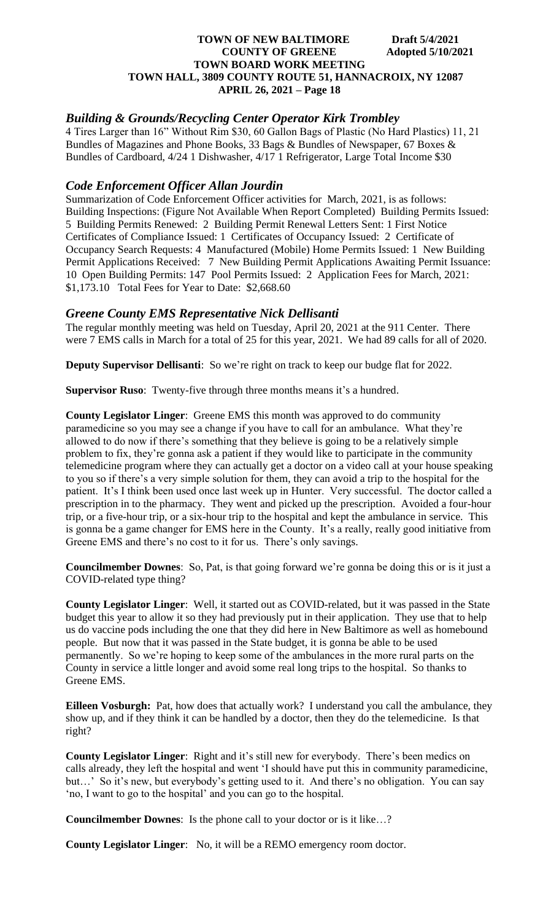### *Building & Grounds/Recycling Center Operator Kirk Trombley*

4 Tires Larger than 16" Without Rim $30, 60 Gallon Bags of Plastic (No Hard Plastics) 11, 21 Bundles of Magazines and Phone Books, 33 Bags & Bundles of Newspaper, 67 Boxes & Bundles of Cardboard, 4/24 1 Dishwasher, 4/17 1 Refrigerator, Large Total Income $30

### *Code Enforcement Officer Allan Jourdin*

Summarization of Code Enforcement Officer activities for March, 2021, is as follows: Building Inspections: (Figure Not Available When Report Completed) Building Permits Issued: 5 Building Permits Renewed: 2 Building Permit Renewal Letters Sent: 1 First Notice Certificates of Compliance Issued: 1 Certificates of Occupancy Issued: 2 Certificate of Occupancy Search Requests: 4 Manufactured (Mobile) Home Permits Issued: 1 New Building Permit Applications Received: 7 New Building Permit Applications Awaiting Permit Issuance: 10 Open Building Permits: 147 Pool Permits Issued: 2 Application Fees for March, 2021: $1,173.10 Total Fees for Year to Date: $2,668.60

### *Greene County EMS Representative Nick Dellisanti*

The regular monthly meeting was held on Tuesday, April 20, 2021 at the 911 Center. There were 7 EMS calls in March for a total of 25 for this year, 2021. We had 89 calls for all of 2020.

**Deputy Supervisor Dellisanti**: So we're right on track to keep our budge flat for 2022.

**Supervisor Ruso**: Twenty-five through three months means it's a hundred.

**County Legislator Linger**: Greene EMS this month was approved to do community paramedicine so you may see a change if you have to call for an ambulance. What they're allowed to do now if there's something that they believe is going to be a relatively simple problem to fix, they're gonna ask a patient if they would like to participate in the community telemedicine program where they can actually get a doctor on a video call at your house speaking to you so if there's a very simple solution for them, they can avoid a trip to the hospital for the patient. It's I think been used once last week up in Hunter. Very successful. The doctor called a prescription in to the pharmacy. They went and picked up the prescription. Avoided a four-hour trip, or a five-hour trip, or a six-hour trip to the hospital and kept the ambulance in service. This is gonna be a game changer for EMS here in the County. It's a really, really good initiative from Greene EMS and there's no cost to it for us. There's only savings.

**Councilmember Downes**: So, Pat, is that going forward we're gonna be doing this or is it just a COVID-related type thing?

**County Legislator Linger**: Well, it started out as COVID-related, but it was passed in the State budget this year to allow it so they had previously put in their application. They use that to help us do vaccine pods including the one that they did here in New Baltimore as well as homebound people. But now that it was passed in the State budget, it is gonna be able to be used permanently. So we're hoping to keep some of the ambulances in the more rural parts on the County in service a little longer and avoid some real long trips to the hospital. So thanks to Greene EMS.

**Eilleen Vosburgh:** Pat, how does that actually work? I understand you call the ambulance, they show up, and if they think it can be handled by a doctor, then they do the telemedicine. Is that right?

**County Legislator Linger**: Right and it's still new for everybody. There's been medics on calls already, they left the hospital and went 'I should have put this in community paramedicine, but…' So it's new, but everybody's getting used to it. And there's no obligation. You can say 'no, I want to go to the hospital' and you can go to the hospital.

**Councilmember Downes**: Is the phone call to your doctor or is it like…?

**County Legislator Linger**: No, it will be a REMO emergency room doctor.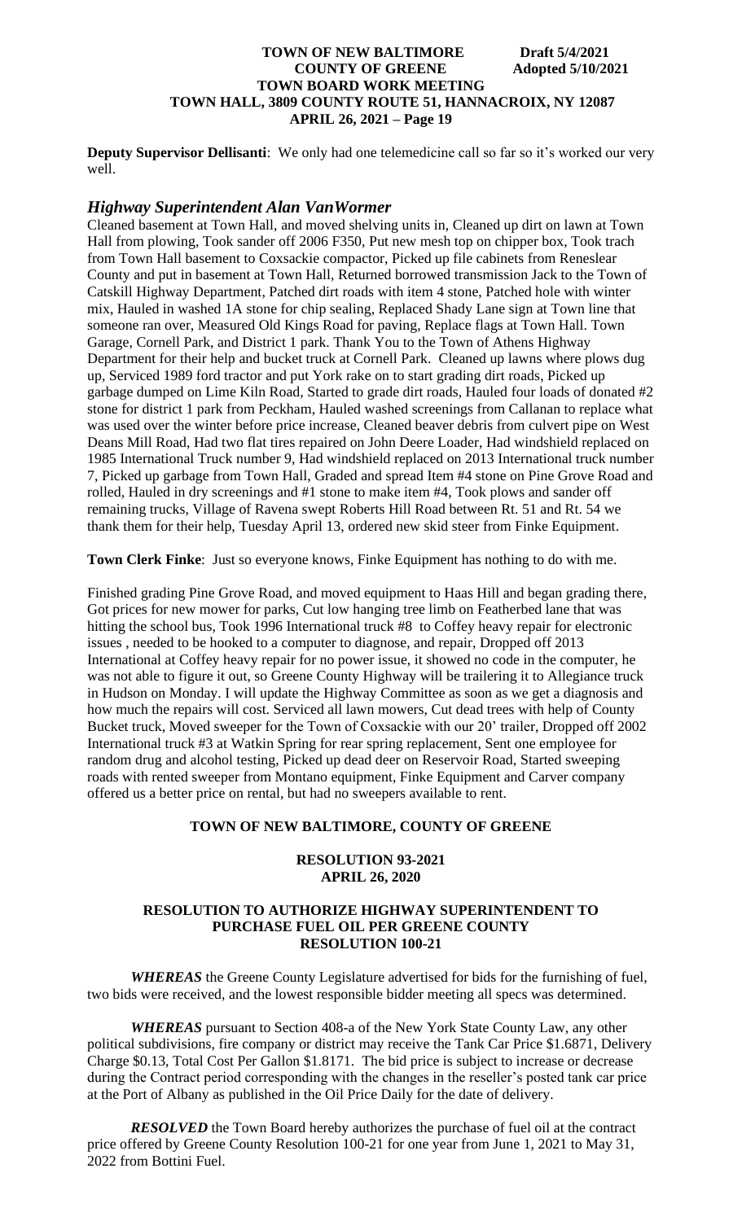**Deputy Supervisor Dellisanti**: We only had one telemedicine call so far so it's worked our very well.

## *Highway Superintendent Alan VanWormer*

Cleaned basement at Town Hall, and moved shelving units in, Cleaned up dirt on lawn at Town Hall from plowing, Took sander off 2006 F350, Put new mesh top on chipper box, Took trach from Town Hall basement to Coxsackie compactor, Picked up file cabinets from Reneslear County and put in basement at Town Hall, Returned borrowed transmission Jack to the Town of Catskill Highway Department, Patched dirt roads with item 4 stone, Patched hole with winter mix, Hauled in washed 1A stone for chip sealing, Replaced Shady Lane sign at Town line that someone ran over, Measured Old Kings Road for paving, Replace flags at Town Hall. Town Garage, Cornell Park, and District 1 park. Thank You to the Town of Athens Highway Department for their help and bucket truck at Cornell Park. Cleaned up lawns where plows dug up, Serviced 1989 ford tractor and put York rake on to start grading dirt roads, Picked up garbage dumped on Lime Kiln Road, Started to grade dirt roads, Hauled four loads of donated #2 stone for district 1 park from Peckham, Hauled washed screenings from Callanan to replace what was used over the winter before price increase, Cleaned beaver debris from culvert pipe on West Deans Mill Road, Had two flat tires repaired on John Deere Loader, Had windshield replaced on 1985 International Truck number 9, Had windshield replaced on 2013 International truck number 7, Picked up garbage from Town Hall, Graded and spread Item #4 stone on Pine Grove Road and rolled, Hauled in dry screenings and #1 stone to make item #4, Took plows and sander off remaining trucks, Village of Ravena swept Roberts Hill Road between Rt. 51 and Rt. 54 we thank them for their help, Tuesday April 13, ordered new skid steer from Finke Equipment.

**Town Clerk Finke**: Just so everyone knows, Finke Equipment has nothing to do with me.

Finished grading Pine Grove Road, and moved equipment to Haas Hill and began grading there, Got prices for new mower for parks, Cut low hanging tree limb on Featherbed lane that was hitting the school bus, Took 1996 International truck #8 to Coffey heavy repair for electronic issues , needed to be hooked to a computer to diagnose, and repair, Dropped off 2013 International at Coffey heavy repair for no power issue, it showed no code in the computer, he was not able to figure it out, so Greene County Highway will be trailering it to Allegiance truck in Hudson on Monday. I will update the Highway Committee as soon as we get a diagnosis and how much the repairs will cost. Serviced all lawn mowers, Cut dead trees with help of County Bucket truck, Moved sweeper for the Town of Coxsackie with our 20' trailer, Dropped off 2002 International truck #3 at Watkin Spring for rear spring replacement, Sent one employee for random drug and alcohol testing, Picked up dead deer on Reservoir Road, Started sweeping roads with rented sweeper from Montano equipment, Finke Equipment and Carver company offered us a better price on rental, but had no sweepers available to rent.

**TOWN OF NEW BALTIMORE, COUNTY OF GREENE**

**RESOLUTION 93-2021**
**APRIL 26, 2020**

**RESOLUTION TO AUTHORIZE HIGHWAY SUPERINTENDENT TO PURCHASE FUEL OIL PER GREENE COUNTY RESOLUTION 100-21**

***WHEREAS*** the Greene County Legislature advertised for bids for the furnishing of fuel, two bids were received, and the lowest responsible bidder meeting all specs was determined.

***WHEREAS*** pursuant to Section 408-a of the New York State County Law, any other political subdivisions, fire company or district may receive the Tank Car Price $1.6871, Delivery Charge $0.13, Total Cost Per Gallon $1.8171. The bid price is subject to increase or decrease during the Contract period corresponding with the changes in the reseller's posted tank car price at the Port of Albany as published in the Oil Price Daily for the date of delivery.

***RESOLVED*** the Town Board hereby authorizes the purchase of fuel oil at the contract price offered by Greene County Resolution 100-21 for one year from June 1, 2021 to May 31, 2022 from Bottini Fuel.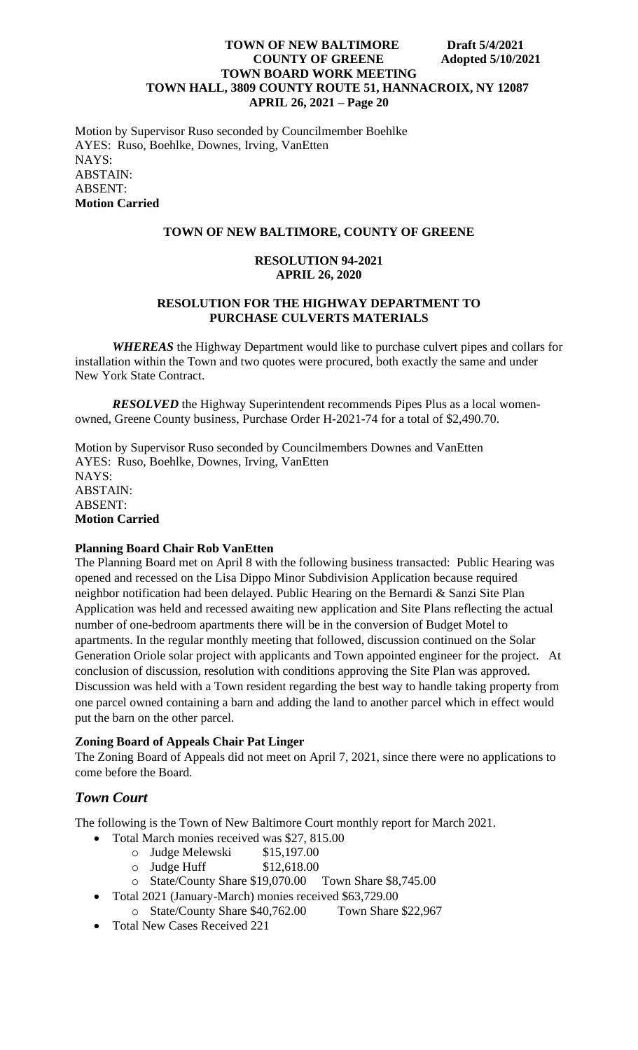Motion by Supervisor Ruso seconded by Councilmember Boehlke
AYES: Ruso, Boehlke, Downes, Irving, VanEtten
NAYS:
ABSTAIN:
ABSENT:
**Motion Carried**

**TOWN OF NEW BALTIMORE, COUNTY OF GREENE**

**RESOLUTION 94-2021**
**APRIL 26, 2020**

**RESOLUTION FOR THE HIGHWAY DEPARTMENT TO PURCHASE CULVERTS MATERIALS**

***WHEREAS*** the Highway Department would like to purchase culvert pipes and collars for installation within the Town and two quotes were procured, both exactly the same and under New York State Contract.

***RESOLVED*** the Highway Superintendent recommends Pipes Plus as a local women-owned, Greene County business, Purchase Order H-2021-74 for a total of $2,490.70.

Motion by Supervisor Ruso seconded by Councilmembers Downes and VanEtten
AYES: Ruso, Boehlke, Downes, Irving, VanEtten
NAYS:
ABSTAIN:
ABSENT:
**Motion Carried**

**Planning Board Chair Rob VanEtten**

The Planning Board met on April 8 with the following business transacted: Public Hearing was opened and recessed on the Lisa Dippo Minor Subdivision Application because required neighbor notification had been delayed. Public Hearing on the Bernardi & Sanzi Site Plan Application was held and recessed awaiting new application and Site Plans reflecting the actual number of one-bedroom apartments there will be in the conversion of Budget Motel to apartments. In the regular monthly meeting that followed, discussion continued on the Solar Generation Oriole solar project with applicants and Town appointed engineer for the project. At conclusion of discussion, resolution with conditions approving the Site Plan was approved. Discussion was held with a Town resident regarding the best way to handle taking property from one parcel owned containing a barn and adding the land to another parcel which in effect would put the barn on the other parcel.

**Zoning Board of Appeals Chair Pat Linger**

The Zoning Board of Appeals did not meet on April 7, 2021, since there were no applications to come before the Board.

## *Town Court*

The following is the Town of New Baltimore Court monthly report for March 2021.

- Total March monies received was $27, 815.00
  - Judge Melewski $15,197.00
  - Judge Huff $12,618.00
  - State/County Share $19,070.00 Town Share $8,745.00
- Total 2021 (January-March) monies received $63,729.00
  - State/County Share $40,762.00 Town Share $22,967
- Total New Cases Received 221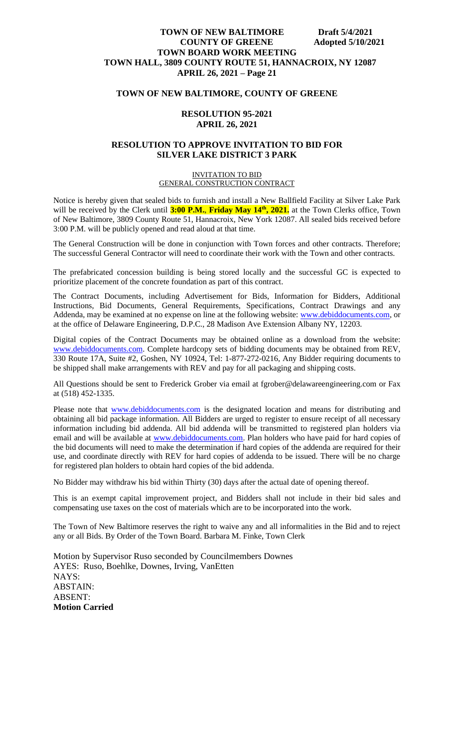## TOWN OF NEW BALTIMORE, COUNTY OF GREENE

### RESOLUTION 95-2021
### APRIL 26, 2021

### RESOLUTION TO APPROVE INVITATION TO BID FOR SILVER LAKE DISTRICT 3 PARK

INVITATION TO BID
GENERAL CONSTRUCTION CONTRACT

Notice is hereby given that sealed bids to furnish and install a New Ballfield Facility at Silver Lake Park will be received by the Clerk until **3:00 P.M., Friday May 14th, 2021.** at the Town Clerks office, Town of New Baltimore, 3809 County Route 51, Hannacroix, New York 12087. All sealed bids received before 3:00 P.M. will be publicly opened and read aloud at that time.

The General Construction will be done in conjunction with Town forces and other contracts. Therefore; The successful General Contractor will need to coordinate their work with the Town and other contracts.

The prefabricated concession building is being stored locally and the successful GC is expected to prioritize placement of the concrete foundation as part of this contract.

The Contract Documents, including Advertisement for Bids, Information for Bidders, Additional Instructions, Bid Documents, General Requirements, Specifications, Contract Drawings and any Addenda, may be examined at no expense on line at the following website: www.debiddocuments.com, or at the office of Delaware Engineering, D.P.C., 28 Madison Ave Extension Albany NY, 12203.

Digital copies of the Contract Documents may be obtained online as a download from the website: www.debiddocuments.com. Complete hardcopy sets of bidding documents may be obtained from REV, 330 Route 17A, Suite #2, Goshen, NY 10924, Tel: 1-877-272-0216, Any Bidder requiring documents to be shipped shall make arrangements with REV and pay for all packaging and shipping costs.

All Questions should be sent to Frederick Grober via email at fgrober@delawareengineering.com or Fax at (518) 452-1335.

Please note that www.debiddocuments.com is the designated location and means for distributing and obtaining all bid package information. All Bidders are urged to register to ensure receipt of all necessary information including bid addenda. All bid addenda will be transmitted to registered plan holders via email and will be available at www.debiddocuments.com. Plan holders who have paid for hard copies of the bid documents will need to make the determination if hard copies of the addenda are required for their use, and coordinate directly with REV for hard copies of addenda to be issued. There will be no charge for registered plan holders to obtain hard copies of the bid addenda.

No Bidder may withdraw his bid within Thirty (30) days after the actual date of opening thereof.

This is an exempt capital improvement project, and Bidders shall not include in their bid sales and compensating use taxes on the cost of materials which are to be incorporated into the work.

The Town of New Baltimore reserves the right to waive any and all informalities in the Bid and to reject any or all Bids. By Order of the Town Board. Barbara M. Finke, Town Clerk

Motion by Supervisor Ruso seconded by Councilmembers Downes
AYES: Ruso, Boehlke, Downes, Irving, VanEtten
NAYS:
ABSTAIN:
ABSENT:
**Motion Carried**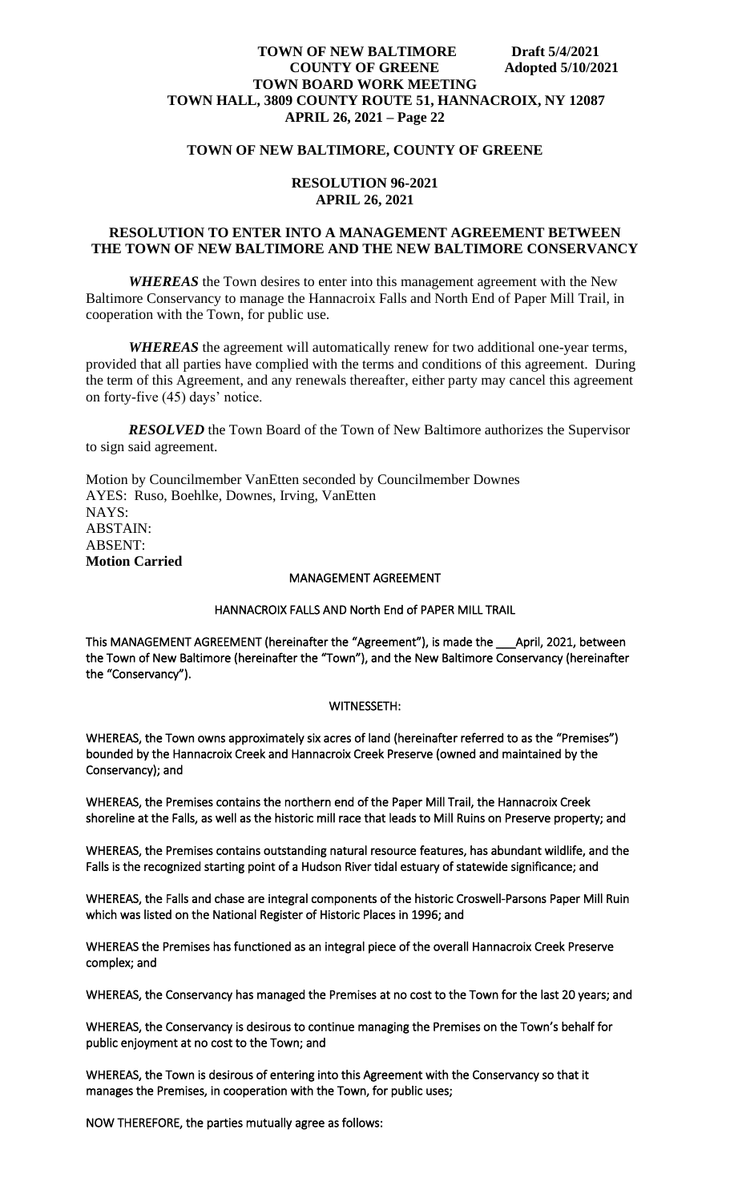## TOWN OF NEW BALTIMORE, COUNTY OF GREENE

### RESOLUTION 96-2021
### APRIL 26, 2021

### RESOLUTION TO ENTER INTO A MANAGEMENT AGREEMENT BETWEEN THE TOWN OF NEW BALTIMORE AND THE NEW BALTIMORE CONSERVANCY

***WHEREAS*** the Town desires to enter into this management agreement with the New Baltimore Conservancy to manage the Hannacroix Falls and North End of Paper Mill Trail, in cooperation with the Town, for public use.

***WHEREAS*** the agreement will automatically renew for two additional one-year terms, provided that all parties have complied with the terms and conditions of this agreement. During the term of this Agreement, and any renewals thereafter, either party may cancel this agreement on forty-five (45) days' notice.

***RESOLVED*** the Town Board of the Town of New Baltimore authorizes the Supervisor to sign said agreement.

Motion by Councilmember VanEtten seconded by Councilmember Downes
AYES: Ruso, Boehlke, Downes, Irving, VanEtten
NAYS:
ABSTAIN:
ABSENT:
**Motion Carried**

MANAGEMENT AGREEMENT

HANNACROIX FALLS AND North End of PAPER MILL TRAIL

This MANAGEMENT AGREEMENT (hereinafter the "Agreement"), is made the \_\_\_April, 2021, between the Town of New Baltimore (hereinafter the "Town"), and the New Baltimore Conservancy (hereinafter the "Conservancy").

WITNESSETH:

WHEREAS, the Town owns approximately six acres of land (hereinafter referred to as the "Premises") bounded by the Hannacroix Creek and Hannacroix Creek Preserve (owned and maintained by the Conservancy); and

WHEREAS, the Premises contains the northern end of the Paper Mill Trail, the Hannacroix Creek shoreline at the Falls, as well as the historic mill race that leads to Mill Ruins on Preserve property; and

WHEREAS, the Premises contains outstanding natural resource features, has abundant wildlife, and the Falls is the recognized starting point of a Hudson River tidal estuary of statewide significance; and

WHEREAS, the Falls and chase are integral components of the historic Croswell-Parsons Paper Mill Ruin which was listed on the National Register of Historic Places in 1996; and

WHEREAS the Premises has functioned as an integral piece of the overall Hannacroix Creek Preserve complex; and

WHEREAS, the Conservancy has managed the Premises at no cost to the Town for the last 20 years; and

WHEREAS, the Conservancy is desirous to continue managing the Premises on the Town's behalf for public enjoyment at no cost to the Town; and

WHEREAS, the Town is desirous of entering into this Agreement with the Conservancy so that it manages the Premises, in cooperation with the Town, for public uses;

NOW THEREFORE, the parties mutually agree as follows: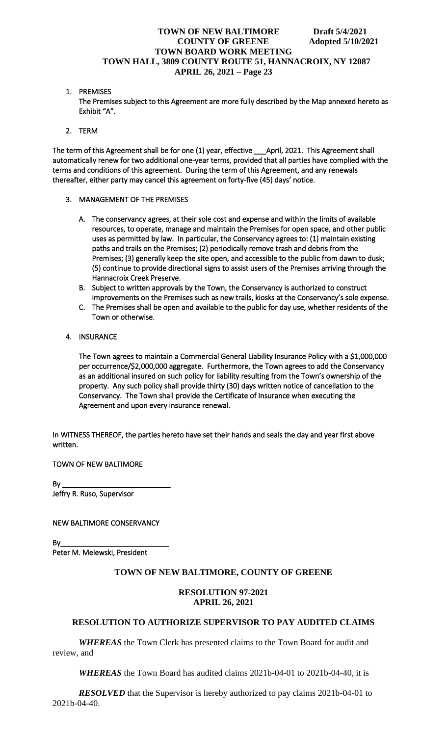1. PREMISES
   The Premises subject to this Agreement are more fully described by the Map annexed hereto as Exhibit "A".

2. TERM

The term of this Agreement shall be for one (1) year, effective ___April, 2021. This Agreement shall automatically renew for two additional one-year terms, provided that all parties have complied with the terms and conditions of this agreement. During the term of this Agreement, and any renewals thereafter, either party may cancel this agreement on forty-five (45) days' notice.

3. MANAGEMENT OF THE PREMISES

   A. The conservancy agrees, at their sole cost and expense and within the limits of available resources, to operate, manage and maintain the Premises for open space, and other public uses as permitted by law. In particular, the Conservancy agrees to: (1) maintain existing paths and trails on the Premises; (2) periodically remove trash and debris from the Premises; (3) generally keep the site open, and accessible to the public from dawn to dusk; (5) continue to provide directional signs to assist users of the Premises arriving through the Hannacroix Creek Preserve.
   B. Subject to written approvals by the Town, the Conservancy is authorized to construct improvements on the Premises such as new trails, kiosks at the Conservancy's sole expense.
   C. The Premises shall be open and available to the public for day use, whether residents of the Town or otherwise.

4. INSURANCE

   The Town agrees to maintain a Commercial General Liability Insurance Policy with a \$1,000,000 per occurrence/\$2,000,000 aggregate. Furthermore, the Town agrees to add the Conservancy as an additional insured on such policy for liability resulting from the Town's ownership of the property. Any such policy shall provide thirty (30) days written notice of cancellation to the Conservancy. The Town shall provide the Certificate of Insurance when executing the Agreement and upon every insurance renewal.

In WITNESS THEREOF, the parties hereto have set their hands and seals the day and year first above written.

TOWN OF NEW BALTIMORE

By ___________________________
Jeffry R. Ruso, Supervisor

NEW BALTIMORE CONSERVANCY

By___________________________
Peter M. Melewski, President

**TOWN OF NEW BALTIMORE, COUNTY OF GREENE**

**RESOLUTION 97-2021**
**APRIL 26, 2021**

**RESOLUTION TO AUTHORIZE SUPERVISOR TO PAY AUDITED CLAIMS**

***WHEREAS*** the Town Clerk has presented claims to the Town Board for audit and review, and

***WHEREAS*** the Town Board has audited claims 2021b-04-01 to 2021b-04-40, it is

***RESOLVED*** that the Supervisor is hereby authorized to pay claims 2021b-04-01 to 2021b-04-40.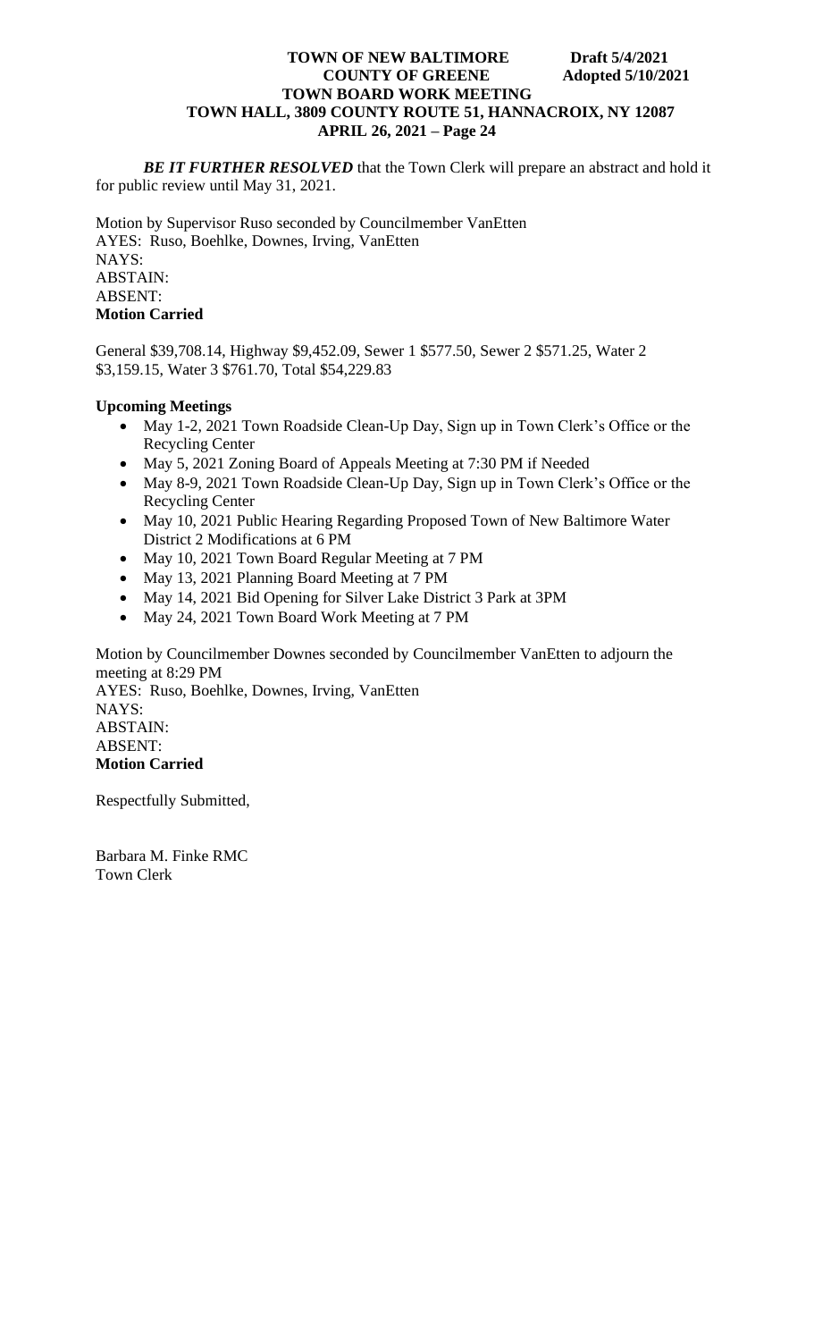***BE IT FURTHER RESOLVED*** that the Town Clerk will prepare an abstract and hold it for public review until May 31, 2021.

Motion by Supervisor Ruso seconded by Councilmember VanEtten
AYES: Ruso, Boehlke, Downes, Irving, VanEtten
NAYS:
ABSTAIN:
ABSENT:
**Motion Carried**

General $39,708.14, Highway $9,452.09, Sewer 1 $577.50, Sewer 2 $571.25, Water 2 $3,159.15, Water 3 $761.70, Total $54,229.83

**Upcoming Meetings**

- May 1-2, 2021 Town Roadside Clean-Up Day, Sign up in Town Clerk's Office or the Recycling Center
- May 5, 2021 Zoning Board of Appeals Meeting at 7:30 PM if Needed
- May 8-9, 2021 Town Roadside Clean-Up Day, Sign up in Town Clerk's Office or the Recycling Center
- May 10, 2021 Public Hearing Regarding Proposed Town of New Baltimore Water District 2 Modifications at 6 PM
- May 10, 2021 Town Board Regular Meeting at 7 PM
- May 13, 2021 Planning Board Meeting at 7 PM
- May 14, 2021 Bid Opening for Silver Lake District 3 Park at 3PM
- May 24, 2021 Town Board Work Meeting at 7 PM

Motion by Councilmember Downes seconded by Councilmember VanEtten to adjourn the meeting at 8:29 PM
AYES: Ruso, Boehlke, Downes, Irving, VanEtten
NAYS:
ABSTAIN:
ABSENT:
**Motion Carried**

Respectfully Submitted,

Barbara M. Finke RMC
Town Clerk